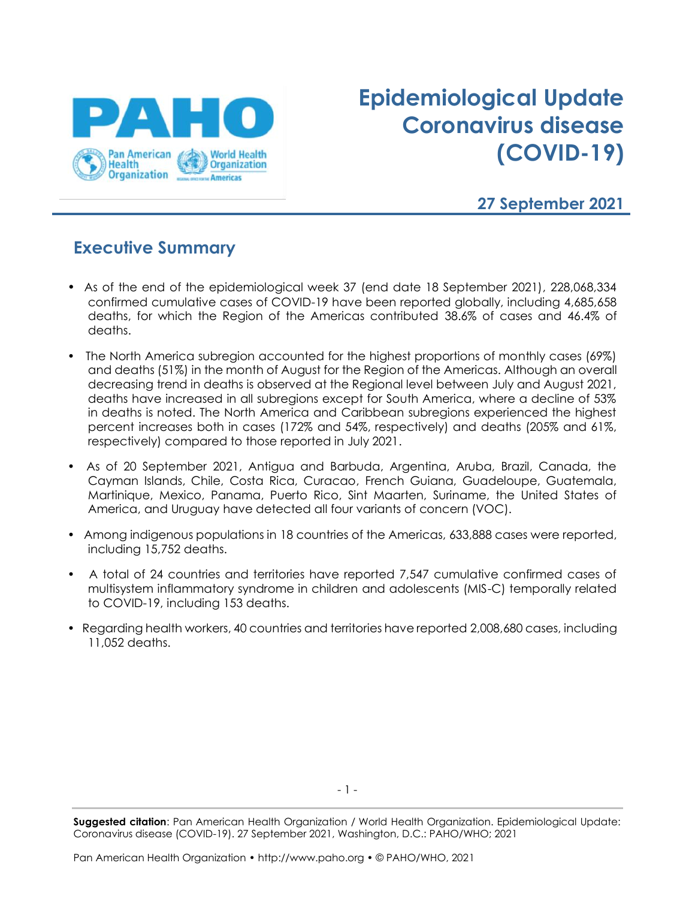# Epidemiological Update Coronavirus disease (COVID-19)

**27 September 2021**

## Executive Summary

- As of the end of the epidemiological week 37 (end date 18 September 2021), 228,068,334 confirmed cumulative cases of COVID-19 have been reported globally, including 4,685,658 deaths, for which the Region of the Americas contributed 38.6% of cases and 46.4% of deaths.
- The North America subregion accounted for the highest proportions of monthly cases (69%) and deaths (51%) in the month of August for the Region of the Americas. Although an overall decreasing trend in deaths is observed at the Regional level between July and August 2021, deaths have increased in all subregions except for South America, where a decline of 53% in deaths is noted. The North America and Caribbean subregions experienced the highest percent increases both in cases (172% and 54%, respectively) and deaths (205% and 61%, respectively) compared to those reported in July 2021.
- As of 20 September 2021, Antigua and Barbuda, Argentina, Aruba, Brazil, Canada, the Cayman Islands, Chile, Costa Rica, Curacao, French Guiana, Guadeloupe, Guatemala, Martinique, Mexico, Panama, Puerto Rico, Sint Maarten, Suriname, the United States of America, and Uruguay have detected all four variants of concern (VOC).
- Among indigenous populations in 18 countries of the Americas, 633,888 cases were reported, including 15,752 deaths.
- A total of 24 countries and territories have reported 7,547 cumulative confirmed cases of multisystem inflammatory syndrome in children and adolescents (MIS-C) temporally related to COVID-19, including 153 deaths.
- Regarding health workers, 40 countries and territories have reported 2,008,680 cases, including 11,052 deaths.

**Suggested citation**: Pan American Health Organization / World Health Organization. Epidemiological Update: Coronavirus disease (COVID-19). 27 September 2021, Washington, D.C.: PAHO/WHO; 2021

Pan American Health Organization • http://www.paho.org • © PAHO/WHO, 2021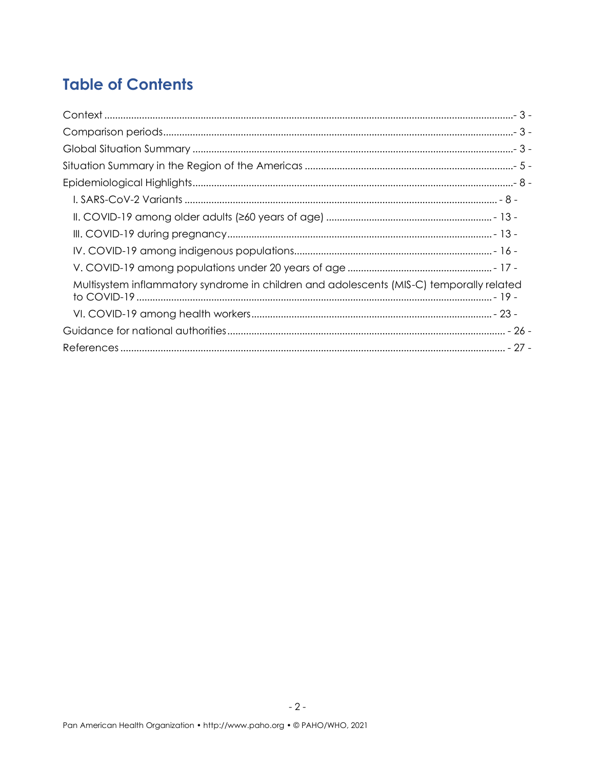## Table of Contents

Context ....................................................................................................................................- 3 -

Comparison periods...................................................................................................................- 3 -

Global Situation Summary .......................................................................................................- 3 -

Situation Summary in the Region of the Americas ..............................................................- 5 -

Epidemiological Highlights........................................................................................................- 8 -

- I. SARS-CoV-2 Variants ..................................................................................................... - 8 -
- II. COVID-19 among older adults (≥60 years of age) .............................................. - 13 -
- III. COVID-19 during pregnancy................................................................................... - 13 -
- IV. COVID-19 among indigenous populations.......................................................... - 16 -
- V. COVID-19 among populations under 20 years of age ....................................... - 17 -
- Multisystem inflammatory syndrome in children and adolescents (MIS-C) temporally related to COVID-19 ..................................................................................................................... - 19 -
- VI. COVID-19 among health workers.......................................................................... - 23 -

Guidance for national authorities ....................................................................................... - 26 -

References ............................................................................................................................... - 27 -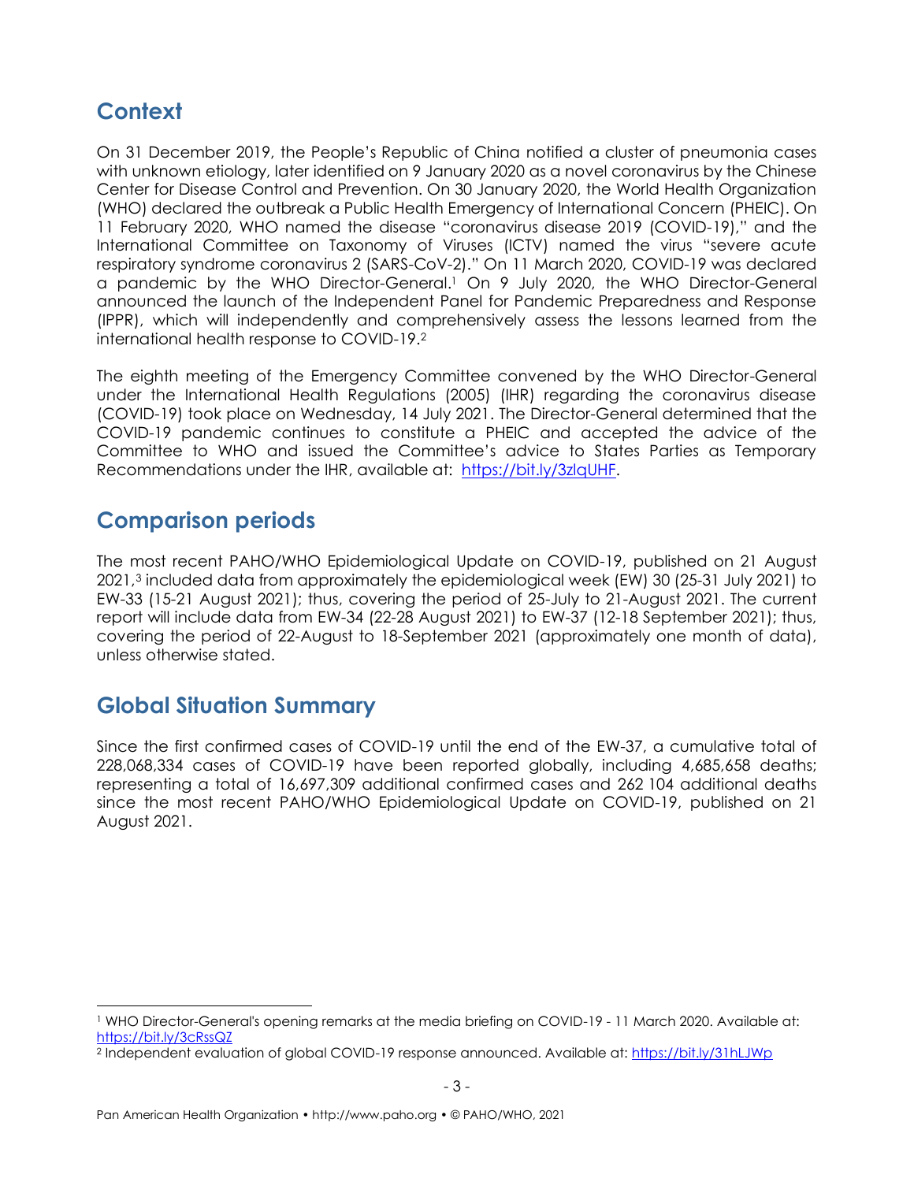## Context

On 31 December 2019, the People's Republic of China notified a cluster of pneumonia cases with unknown etiology, later identified on 9 January 2020 as a novel coronavirus by the Chinese Center for Disease Control and Prevention. On 30 January 2020, the World Health Organization (WHO) declared the outbreak a Public Health Emergency of International Concern (PHEIC). On 11 February 2020, WHO named the disease "coronavirus disease 2019 (COVID-19)," and the International Committee on Taxonomy of Viruses (ICTV) named the virus "severe acute respiratory syndrome coronavirus 2 (SARS-CoV-2)." On 11 March 2020, COVID-19 was declared a pandemic by the WHO Director-General.[1] On 9 July 2020, the WHO Director-General announced the launch of the Independent Panel for Pandemic Preparedness and Response (IPPR), which will independently and comprehensively assess the lessons learned from the international health response to COVID-19.[2]

The eighth meeting of the Emergency Committee convened by the WHO Director-General under the International Health Regulations (2005) (IHR) regarding the coronavirus disease (COVID-19) took place on Wednesday, 14 July 2021. The Director-General determined that the COVID-19 pandemic continues to constitute a PHEIC and accepted the advice of the Committee to WHO and issued the Committee's advice to States Parties as Temporary Recommendations under the IHR, available at: https://bit.ly/3zlqUHF.

## Comparison periods

The most recent PAHO/WHO Epidemiological Update on COVID-19, published on 21 August 2021,[3] included data from approximately the epidemiological week (EW) 30 (25-31 July 2021) to EW-33 (15-21 August 2021); thus, covering the period of 25-July to 21-August 2021. The current report will include data from EW-34 (22-28 August 2021) to EW-37 (12-18 September 2021); thus, covering the period of 22-August to 18-September 2021 (approximately one month of data), unless otherwise stated.

## Global Situation Summary

Since the first confirmed cases of COVID-19 until the end of the EW-37, a cumulative total of 228,068,334 cases of COVID-19 have been reported globally, including 4,685,658 deaths; representing a total of 16,697,309 additional confirmed cases and 262 104 additional deaths since the most recent PAHO/WHO Epidemiological Update on COVID-19, published on 21 August 2021.

---

[1] WHO Director-General's opening remarks at the media briefing on COVID-19 - 11 March 2020. Available at: https://bit.ly/3cRssQZ

[2] Independent evaluation of global COVID-19 response announced. Available at: https://bit.ly/31hLJWp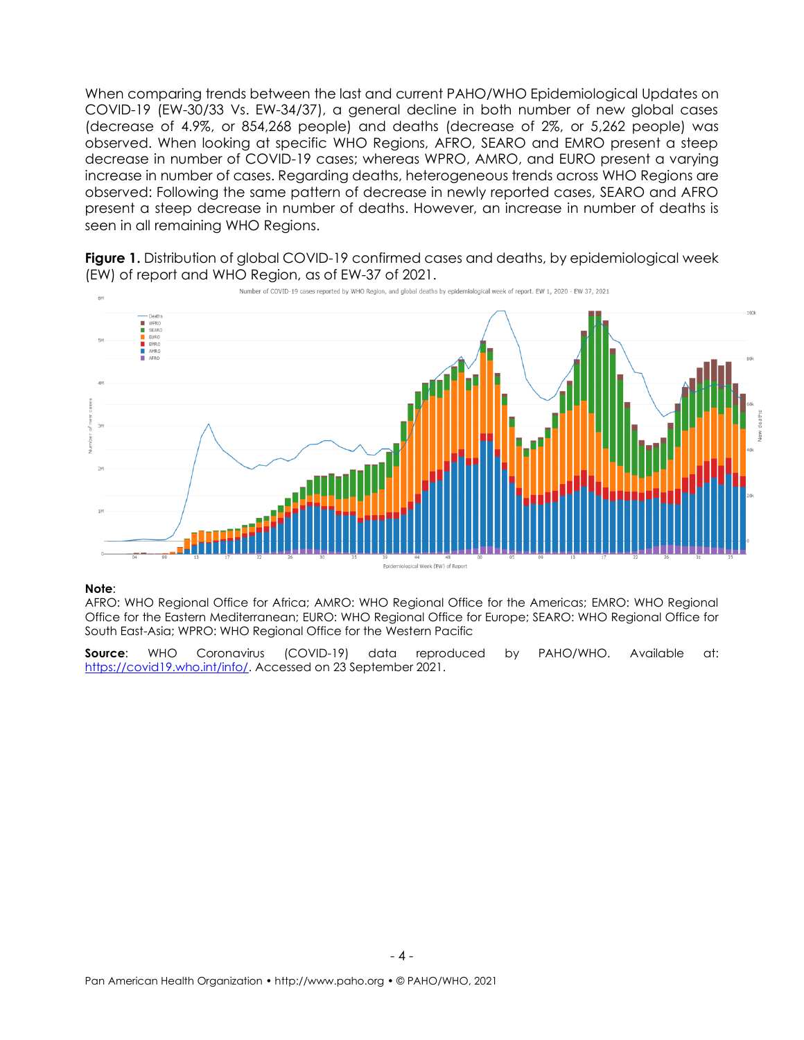When comparing trends between the last and current PAHO/WHO Epidemiological Updates on COVID-19 (EW-30/33 Vs. EW-34/37), a general decline in both number of new global cases (decrease of 4.9%, or 854,268 people) and deaths (decrease of 2%, or 5,262 people) was observed. When looking at specific WHO Regions, AFRO, SEARO and EMRO present a steep decrease in number of COVID-19 cases; whereas WPRO, AMRO, and EURO present a varying increase in number of cases. Regarding deaths, heterogeneous trends across WHO Regions are observed: Following the same pattern of decrease in newly reported cases, SEARO and AFRO present a steep decrease in number of deaths. However, an increase in number of deaths is seen in all remaining WHO Regions.

**Figure 1.** Distribution of global COVID-19 confirmed cases and deaths, by epidemiological week (EW) of report and WHO Region, as of EW-37 of 2021.

**Note**:
AFRO: WHO Regional Office for Africa; AMRO: WHO Regional Office for the Americas; EMRO: WHO Regional Office for the Eastern Mediterranean; EURO: WHO Regional Office for Europe; SEARO: WHO Regional Office for South East-Asia; WPRO: WHO Regional Office for the Western Pacific

**Source**: WHO Coronavirus (COVID-19) data reproduced by PAHO/WHO. Available at: https://covid19.who.int/info/. Accessed on 23 September 2021.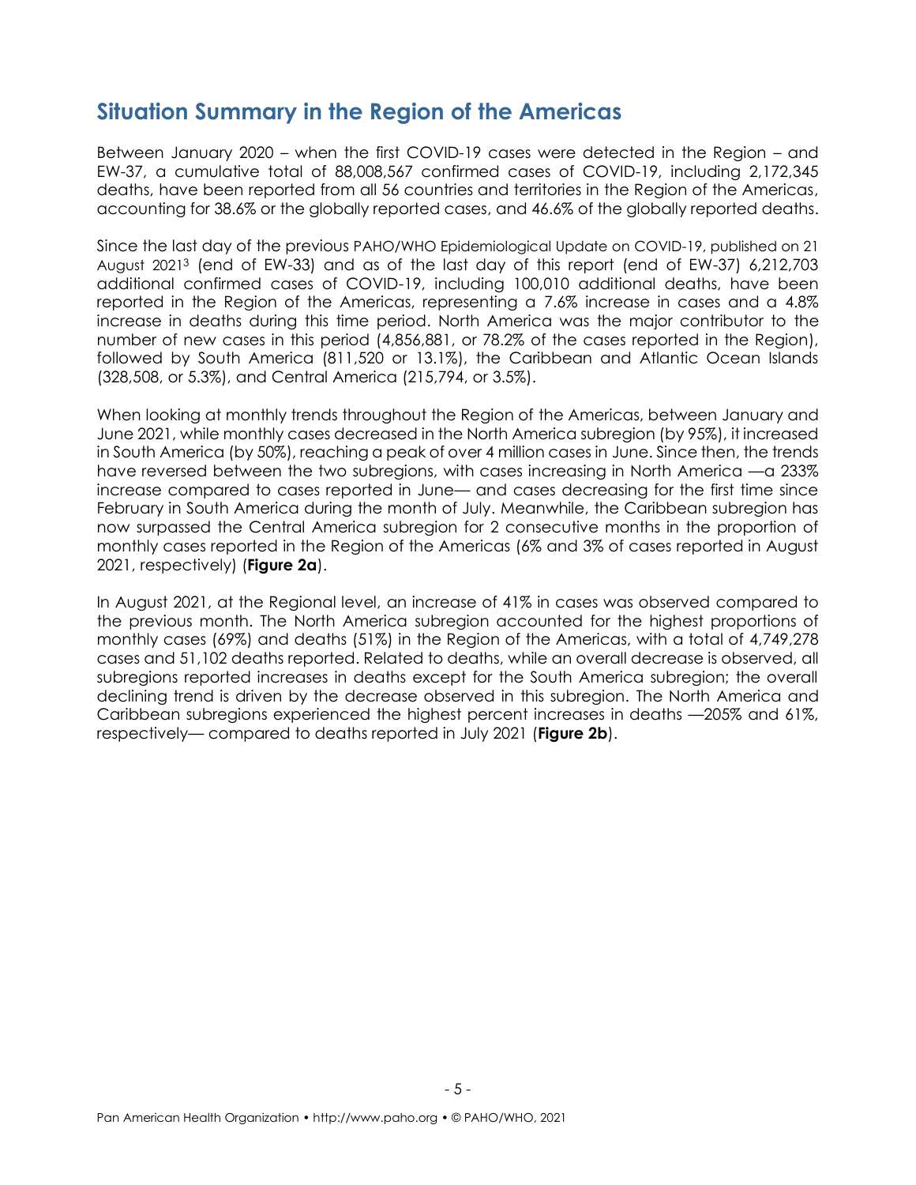## Situation Summary in the Region of the Americas

Between January 2020 – when the first COVID-19 cases were detected in the Region – and EW-37, a cumulative total of 88,008,567 confirmed cases of COVID-19, including 2,172,345 deaths, have been reported from all 56 countries and territories in the Region of the Americas, accounting for 38.6% or the globally reported cases, and 46.6% of the globally reported deaths.

Since the last day of the previous PAHO/WHO Epidemiological Update on COVID-19, published on 21 August 2021[3] (end of EW-33) and as of the last day of this report (end of EW-37) 6,212,703 additional confirmed cases of COVID-19, including 100,010 additional deaths, have been reported in the Region of the Americas, representing a 7.6% increase in cases and a 4.8% increase in deaths during this time period. North America was the major contributor to the number of new cases in this period (4,856,881, or 78.2% of the cases reported in the Region), followed by South America (811,520 or 13.1%), the Caribbean and Atlantic Ocean Islands (328,508, or 5.3%), and Central America (215,794, or 3.5%).

When looking at monthly trends throughout the Region of the Americas, between January and June 2021, while monthly cases decreased in the North America subregion (by 95%), it increased in South America (by 50%), reaching a peak of over 4 million cases in June. Since then, the trends have reversed between the two subregions, with cases increasing in North America —a 233% increase compared to cases reported in June— and cases decreasing for the first time since February in South America during the month of July. Meanwhile, the Caribbean subregion has now surpassed the Central America subregion for 2 consecutive months in the proportion of monthly cases reported in the Region of the Americas (6% and 3% of cases reported in August 2021, respectively) (**Figure 2a**).

In August 2021, at the Regional level, an increase of 41% in cases was observed compared to the previous month. The North America subregion accounted for the highest proportions of monthly cases (69%) and deaths (51%) in the Region of the Americas, with a total of 4,749,278 cases and 51,102 deaths reported. Related to deaths, while an overall decrease is observed, all subregions reported increases in deaths except for the South America subregion; the overall declining trend is driven by the decrease observed in this subregion. The North America and Caribbean subregions experienced the highest percent increases in deaths —205% and 61%, respectively— compared to deaths reported in July 2021 (**Figure 2b**).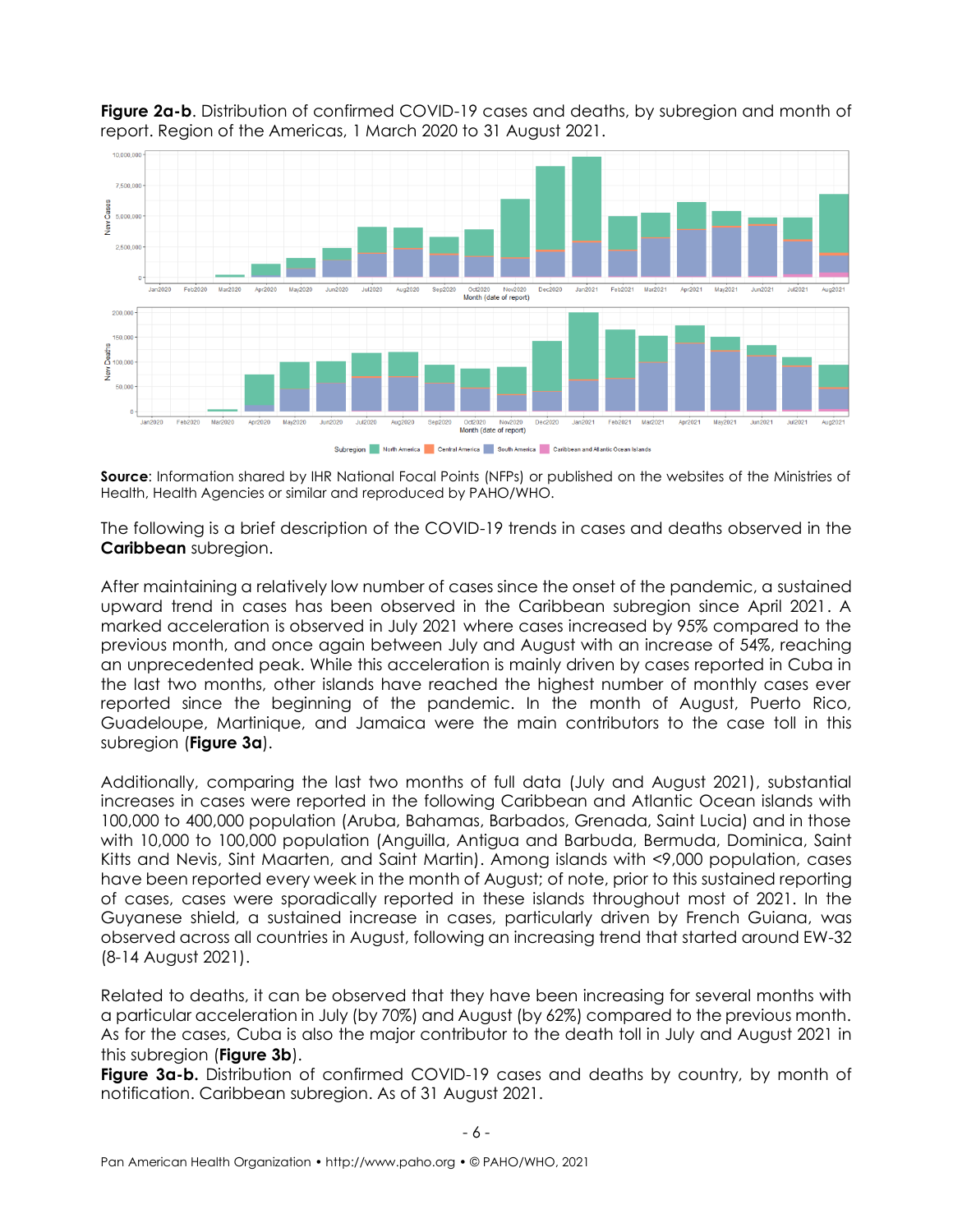**Figure 2a-b**. Distribution of confirmed COVID-19 cases and deaths, by subregion and month of report. Region of the Americas, 1 March 2020 to 31 August 2021.

**Source**: Information shared by IHR National Focal Points (NFPs) or published on the websites of the Ministries of Health, Health Agencies or similar and reproduced by PAHO/WHO.

The following is a brief description of the COVID-19 trends in cases and deaths observed in the **Caribbean** subregion.

After maintaining a relatively low number of cases since the onset of the pandemic, a sustained upward trend in cases has been observed in the Caribbean subregion since April 2021. A marked acceleration is observed in July 2021 where cases increased by 95% compared to the previous month, and once again between July and August with an increase of 54%, reaching an unprecedented peak. While this acceleration is mainly driven by cases reported in Cuba in the last two months, other islands have reached the highest number of monthly cases ever reported since the beginning of the pandemic. In the month of August, Puerto Rico, Guadeloupe, Martinique, and Jamaica were the main contributors to the case toll in this subregion (**Figure 3a**).

Additionally, comparing the last two months of full data (July and August 2021), substantial increases in cases were reported in the following Caribbean and Atlantic Ocean islands with 100,000 to 400,000 population (Aruba, Bahamas, Barbados, Grenada, Saint Lucia) and in those with 10,000 to 100,000 population (Anguilla, Antigua and Barbuda, Bermuda, Dominica, Saint Kitts and Nevis, Sint Maarten, and Saint Martin). Among islands with <9,000 population, cases have been reported every week in the month of August; of note, prior to this sustained reporting of cases, cases were sporadically reported in these islands throughout most of 2021. In the Guyanese shield, a sustained increase in cases, particularly driven by French Guiana, was observed across all countries in August, following an increasing trend that started around EW-32 (8-14 August 2021).

Related to deaths, it can be observed that they have been increasing for several months with a particular acceleration in July (by 70%) and August (by 62%) compared to the previous month. As for the cases, Cuba is also the major contributor to the death toll in July and August 2021 in this subregion (**Figure 3b**).

**Figure 3a-b.** Distribution of confirmed COVID-19 cases and deaths by country, by month of notification. Caribbean subregion. As of 31 August 2021.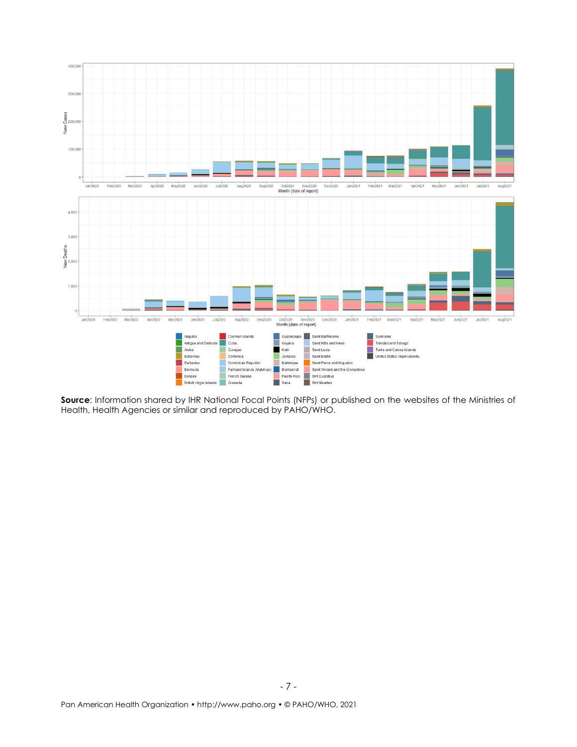**Source**: Information shared by IHR National Focal Points (NFPs) or published on the websites of the Ministries of Health, Health Agencies or similar and reproduced by PAHO/WHO.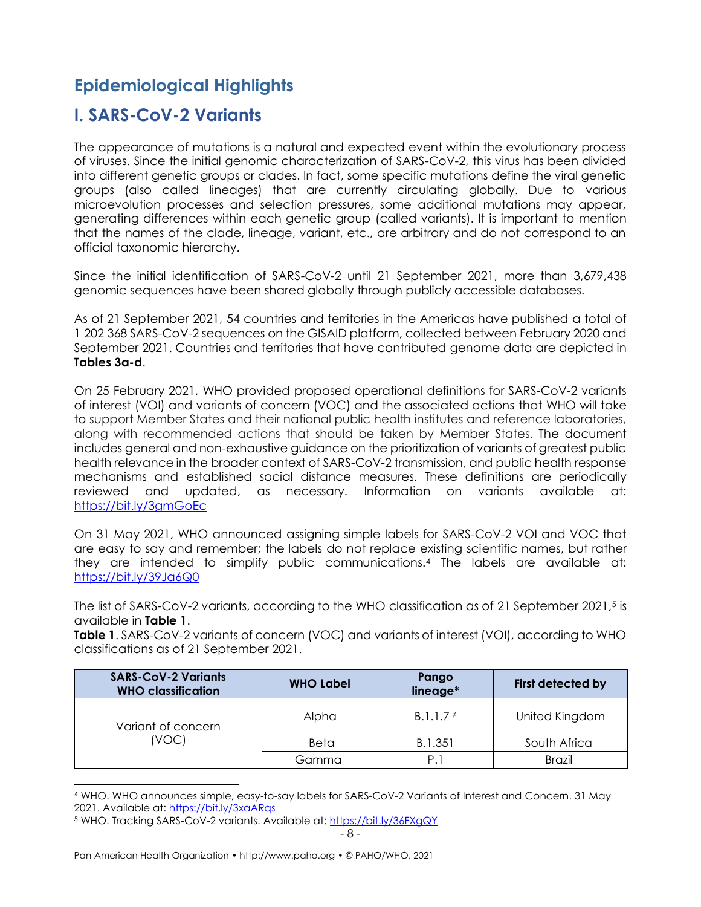# Epidemiological Highlights

## I. SARS-CoV-2 Variants

The appearance of mutations is a natural and expected event within the evolutionary process of viruses. Since the initial genomic characterization of SARS-CoV-2, this virus has been divided into different genetic groups or clades. In fact, some specific mutations define the viral genetic groups (also called lineages) that are currently circulating globally. Due to various microevolution processes and selection pressures, some additional mutations may appear, generating differences within each genetic group (called variants). It is important to mention that the names of the clade, lineage, variant, etc., are arbitrary and do not correspond to an official taxonomic hierarchy.

Since the initial identification of SARS-CoV-2 until 21 September 2021, more than 3,679,438 genomic sequences have been shared globally through publicly accessible databases.

As of 21 September 2021, 54 countries and territories in the Americas have published a total of 1 202 368 SARS-CoV-2 sequences on the GISAID platform, collected between February 2020 and September 2021. Countries and territories that have contributed genome data are depicted in **Tables 3a-d**.

On 25 February 2021, WHO provided proposed operational definitions for SARS-CoV-2 variants of interest (VOI) and variants of concern (VOC) and the associated actions that WHO will take to support Member States and their national public health institutes and reference laboratories, along with recommended actions that should be taken by Member States. The document includes general and non-exhaustive guidance on the prioritization of variants of greatest public health relevance in the broader context of SARS-CoV-2 transmission, and public health response mechanisms and established social distance measures. These definitions are periodically reviewed and updated, as necessary. Information on variants available at: https://bit.ly/3gmGoEc

On 31 May 2021, WHO announced assigning simple labels for SARS-CoV-2 VOI and VOC that are easy to say and remember; the labels do not replace existing scientific names, but rather they are intended to simplify public communications.[4] The labels are available at: https://bit.ly/39Ja6Q0

The list of SARS-CoV-2 variants, according to the WHO classification as of 21 September 2021,[5] is available in **Table 1**.

**Table 1**. SARS-CoV-2 variants of concern (VOC) and variants of interest (VOI), according to WHO classifications as of 21 September 2021.

| SARS-CoV-2 Variants WHO classification | WHO Label | Pango lineage* | First detected by |
|---|---|---|---|
| Variant of concern (VOC) | Alpha | B.1.1.7 ≠ | United Kingdom |
| | Beta | B.1.351 | South Africa |
| | Gamma | P.1 | Brazil |

[4] WHO. WHO announces simple, easy-to-say labels for SARS-CoV-2 Variants of Interest and Concern. 31 May 2021. Available at: https://bit.ly/3xaARqs

[5] WHO. Tracking SARS-CoV-2 variants. Available at: https://bit.ly/36FXgQY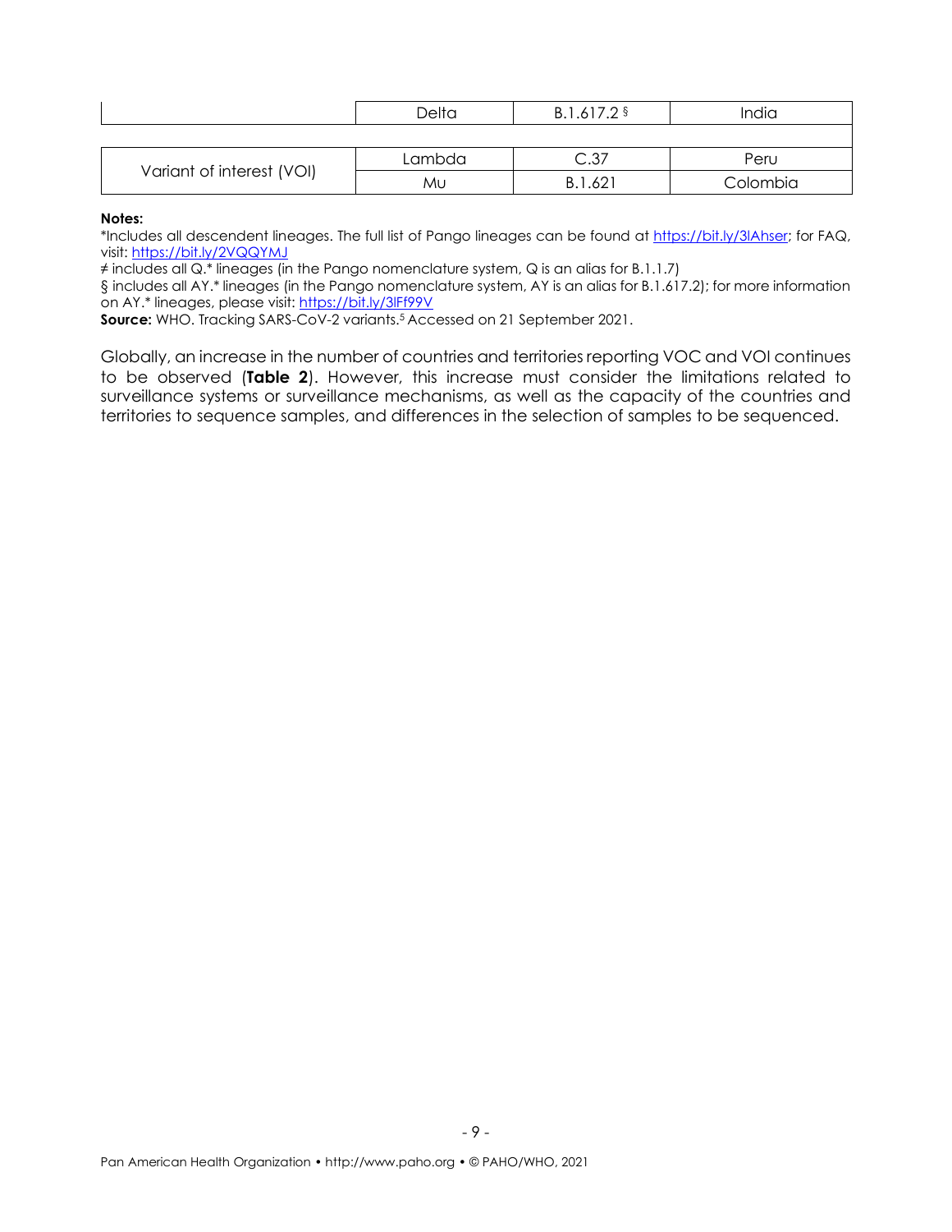| | | | |
|---|---|---|---|
| | Delta | B.1.617.2 § | India |
| | | | |
| Variant of interest (VOI) | Lambda | C.37 | Peru |
| | Mu | B.1.621 | Colombia |

**Notes:**

*Includes all descendent lineages. The full list of Pango lineages can be found at https://bit.ly/3lAhser; for FAQ, visit: https://bit.ly/2VQQYMJ

≠ includes all Q.* lineages (in the Pango nomenclature system, Q is an alias for B.1.1.7)

§ includes all AY.* lineages (in the Pango nomenclature system, AY is an alias for B.1.617.2); for more information on AY.* lineages, please visit: https://bit.ly/3lFf99V

**Source:** WHO. Tracking SARS-CoV-2 variants.[5] Accessed on 21 September 2021.

Globally, an increase in the number of countries and territories reporting VOC and VOI continues to be observed (**Table 2**). However, this increase must consider the limitations related to surveillance systems or surveillance mechanisms, as well as the capacity of the countries and territories to sequence samples, and differences in the selection of samples to be sequenced.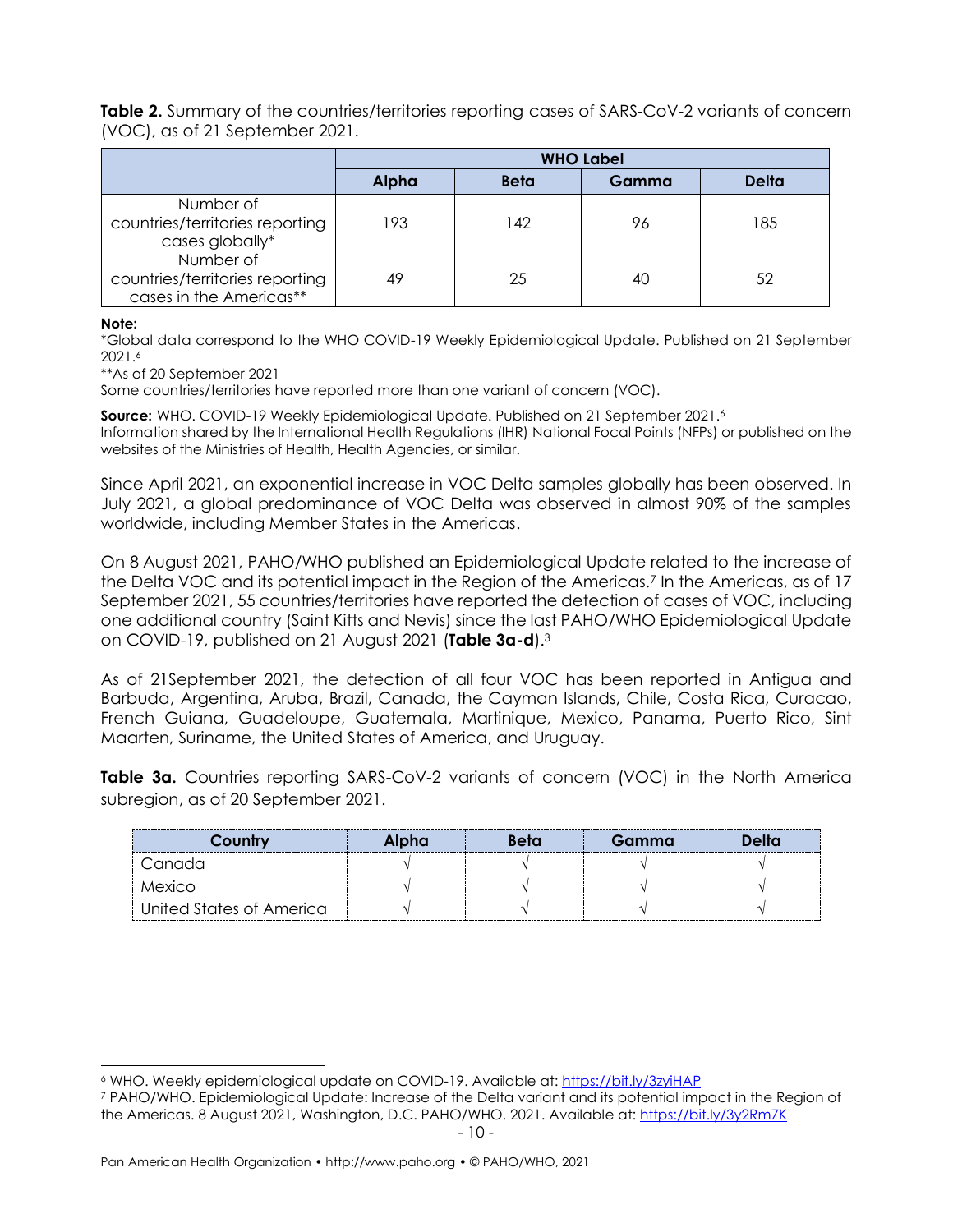**Table 2.** Summary of the countries/territories reporting cases of SARS-CoV-2 variants of concern (VOC), as of 21 September 2021.

| | WHO Label | | | |
|---|---|---|---|---|
| | **Alpha** | **Beta** | **Gamma** | **Delta** |
| Number of countries/territories reporting cases globally* | 193 | 142 | 96 | 185 |
| Number of countries/territories reporting cases in the Americas** | 49 | 25 | 40 | 52 |

**Note:**
*Global data correspond to the WHO COVID-19 Weekly Epidemiological Update. Published on 21 September 2021.[6]
**As of 20 September 2021
Some countries/territories have reported more than one variant of concern (VOC).

**Source:** WHO. COVID-19 Weekly Epidemiological Update. Published on 21 September 2021.[6]
Information shared by the International Health Regulations (IHR) National Focal Points (NFPs) or published on the websites of the Ministries of Health, Health Agencies, or similar.

Since April 2021, an exponential increase in VOC Delta samples globally has been observed. In July 2021, a global predominance of VOC Delta was observed in almost 90% of the samples worldwide, including Member States in the Americas.

On 8 August 2021, PAHO/WHO published an Epidemiological Update related to the increase of the Delta VOC and its potential impact in the Region of the Americas.[7] In the Americas, as of 17 September 2021, 55 countries/territories have reported the detection of cases of VOC, including one additional country (Saint Kitts and Nevis) since the last PAHO/WHO Epidemiological Update on COVID-19, published on 21 August 2021 (**Table 3a-d**).[3]

As of 21September 2021, the detection of all four VOC has been reported in Antigua and Barbuda, Argentina, Aruba, Brazil, Canada, the Cayman Islands, Chile, Costa Rica, Curacao, French Guiana, Guadeloupe, Guatemala, Martinique, Mexico, Panama, Puerto Rico, Sint Maarten, Suriname, the United States of America, and Uruguay.

**Table 3a.** Countries reporting SARS-CoV-2 variants of concern (VOC) in the North America subregion, as of 20 September 2021.

| Country | Alpha | Beta | Gamma | Delta |
|---|---|---|---|---|
| Canada | √ | √ | √ | √ |
| Mexico | √ | √ | √ | √ |
| United States of America | √ | √ | √ | √ |

[6] WHO. Weekly epidemiological update on COVID-19. Available at: https://bit.ly/3zyiHAP
[7] PAHO/WHO. Epidemiological Update: Increase of the Delta variant and its potential impact in the Region of the Americas. 8 August 2021, Washington, D.C. PAHO/WHO. 2021. Available at: https://bit.ly/3y2Rm7K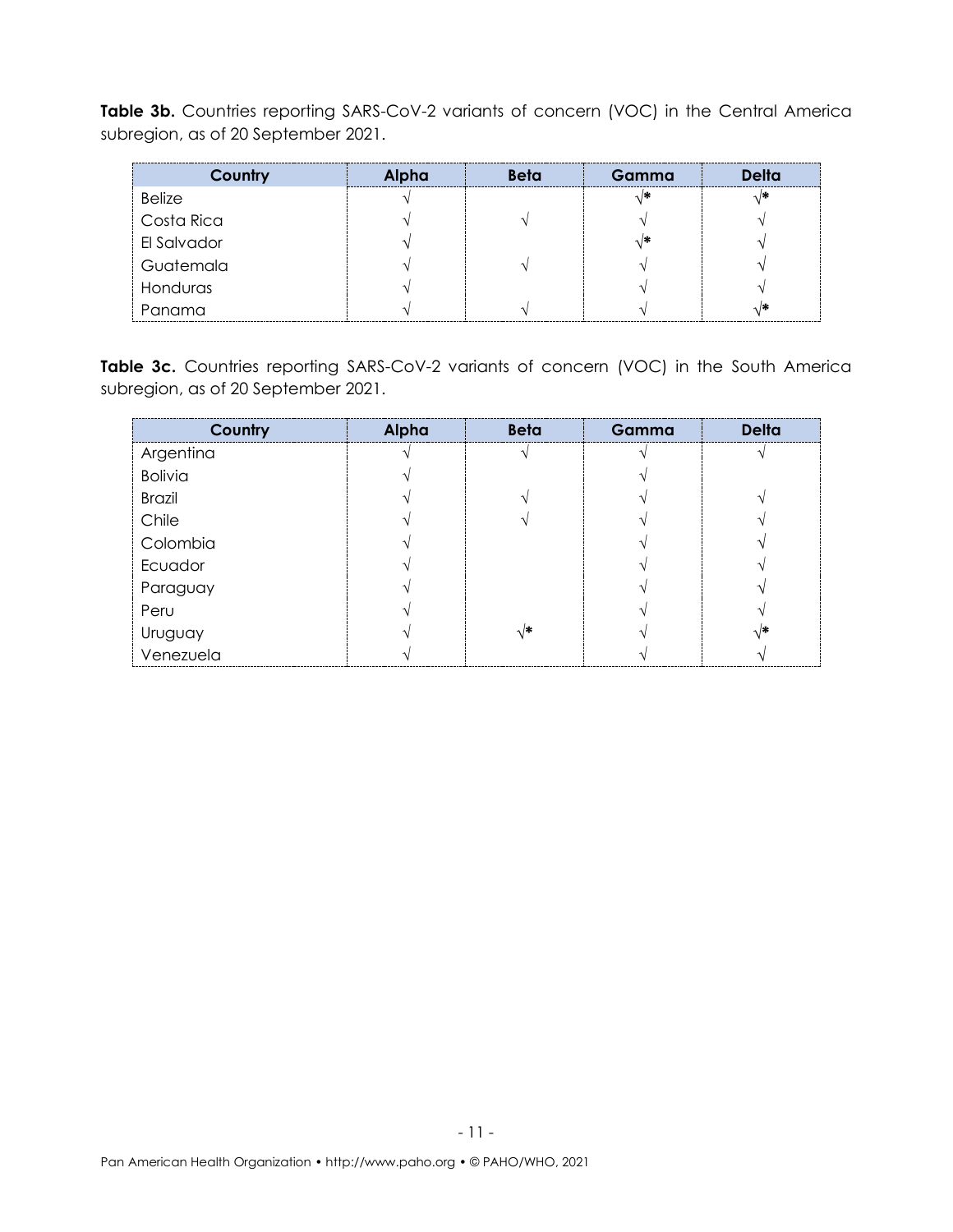**Table 3b.** Countries reporting SARS-CoV-2 variants of concern (VOC) in the Central America subregion, as of 20 September 2021.

| Country | Alpha | Beta | Gamma | Delta |
|---|---|---|---|---|
| Belize | √ | | √* | √* |
| Costa Rica | √ | √ | √ | √ |
| El Salvador | √ | | √* | √ |
| Guatemala | √ | √ | √ | √ |
| Honduras | √ | | √ | √ |
| Panama | √ | √ | √ | √* |

**Table 3c.** Countries reporting SARS-CoV-2 variants of concern (VOC) in the South America subregion, as of 20 September 2021.

| Country | Alpha | Beta | Gamma | Delta |
|---|---|---|---|---|
| Argentina | √ | √ | √ | √ |
| Bolivia | √ | | √ | |
| Brazil | √ | √ | √ | √ |
| Chile | √ | √ | √ | √ |
| Colombia | √ | | √ | √ |
| Ecuador | √ | | √ | √ |
| Paraguay | √ | | √ | √ |
| Peru | √ | | √ | √ |
| Uruguay | √ | √* | √ | √* |
| Venezuela | √ | | √ | √ |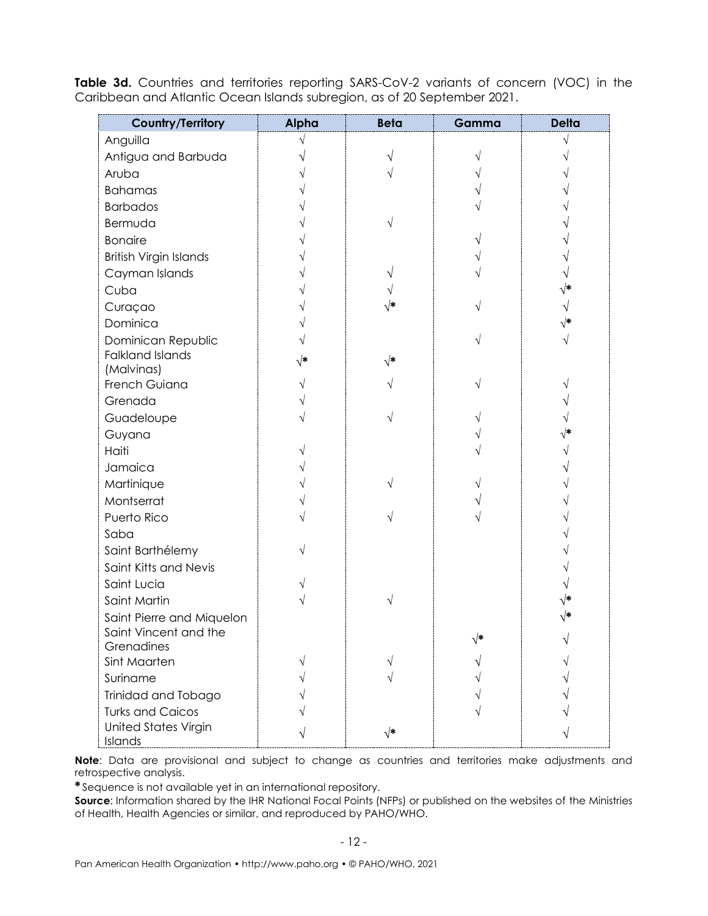**Table 3d.** Countries and territories reporting SARS-CoV-2 variants of concern (VOC) in the Caribbean and Atlantic Ocean Islands subregion, as of 20 September 2021.

| Country/Territory | Alpha | Beta | Gamma | Delta |
|---|---|---|---|---|
| Anguilla | √ | | | √ |
| Antigua and Barbuda | √ | √ | √ | √ |
| Aruba | √ | √ | √ | √ |
| Bahamas | √ | | √ | √ |
| Barbados | √ | | √ | √ |
| Bermuda | √ | √ | | √ |
| Bonaire | √ | | √ | √ |
| British Virgin Islands | √ | | √ | √ |
| Cayman Islands | √ | √ | √ | √ |
| Cuba | √ | √ | | √* |
| Curaçao | √ | √* | √ | √ |
| Dominica | √ | | | √* |
| Dominican Republic | √ | | √ | √ |
| Falkland Islands (Malvinas) | √* | √* | | |
| French Guiana | √ | √ | √ | √ |
| Grenada | √ | | | √ |
| Guadeloupe | √ | √ | √ | √ |
| Guyana | | | √ | √* |
| Haiti | √ | | √ | √ |
| Jamaica | √ | | | √ |
| Martinique | √ | √ | √ | √ |
| Montserrat | √ | | √ | √ |
| Puerto Rico | √ | √ | √ | √ |
| Saba | | | | √ |
| Saint Barthélemy | √ | | | √ |
| Saint Kitts and Nevis | | | | √ |
| Saint Lucia | √ | | | √ |
| Saint Martin | √ | √ | | √* |
| Saint Pierre and Miquelon | | | | √* |
| Saint Vincent and the Grenadines | | | √* | √ |
| Sint Maarten | √ | √ | √ | √ |
| Suriname | √ | √ | √ | √ |
| Trinidad and Tobago | √ | | √ | √ |
| Turks and Caicos | √ | | √ | √ |
| United States Virgin Islands | √ | √* | | √ |

**Note**: Data are provisional and subject to change as countries and territories make adjustments and retrospective analysis.

**\*** Sequence is not available yet in an international repository.

**Source**: Information shared by the IHR National Focal Points (NFPs) or published on the websites of the Ministries of Health, Health Agencies or similar, and reproduced by PAHO/WHO.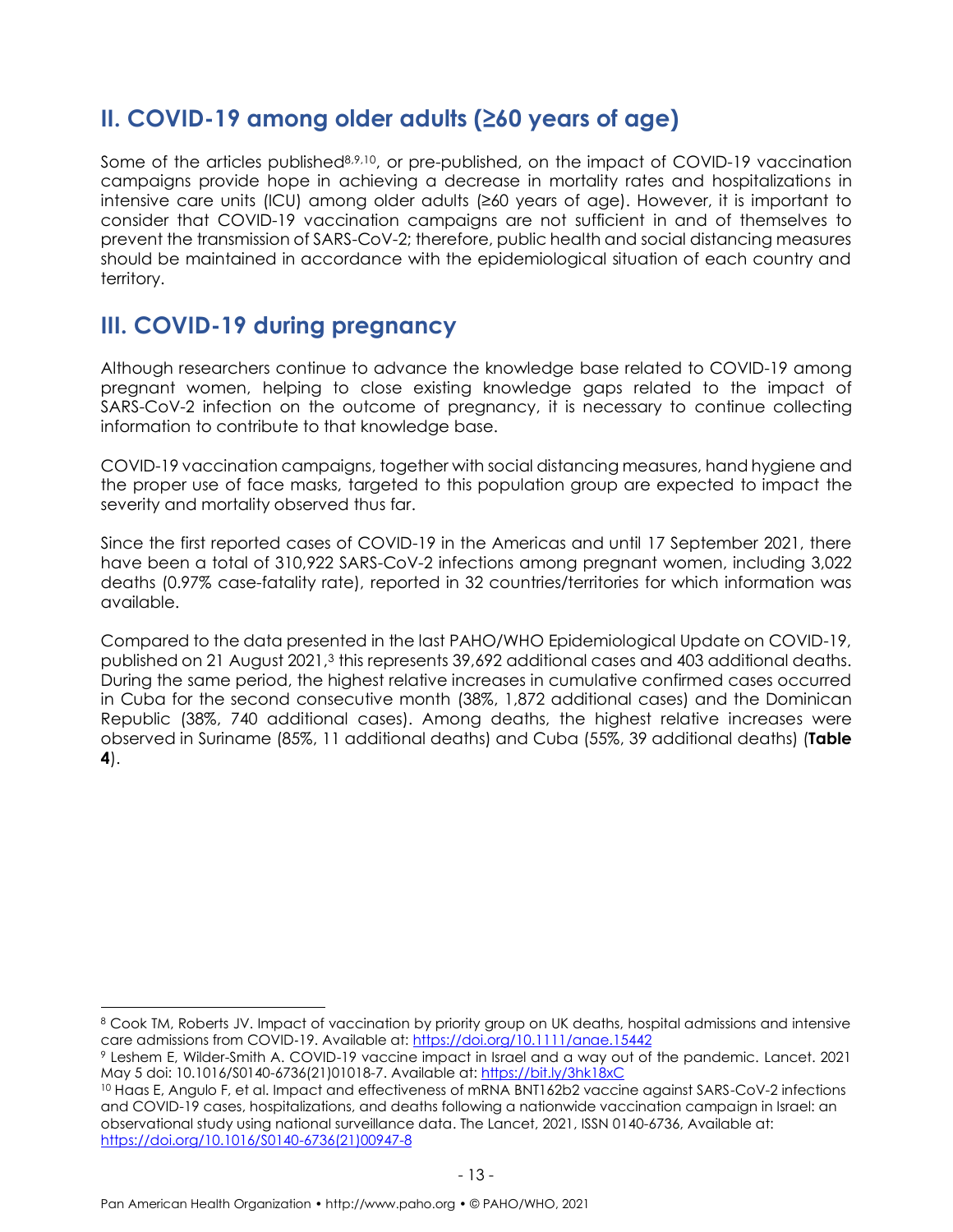## II. COVID-19 among older adults (≥60 years of age)

Some of the articles published[8,9,10], or pre-published, on the impact of COVID-19 vaccination campaigns provide hope in achieving a decrease in mortality rates and hospitalizations in intensive care units (ICU) among older adults (≥60 years of age). However, it is important to consider that COVID-19 vaccination campaigns are not sufficient in and of themselves to prevent the transmission of SARS-CoV-2; therefore, public health and social distancing measures should be maintained in accordance with the epidemiological situation of each country and territory.

## III. COVID-19 during pregnancy

Although researchers continue to advance the knowledge base related to COVID-19 among pregnant women, helping to close existing knowledge gaps related to the impact of SARS-CoV-2 infection on the outcome of pregnancy, it is necessary to continue collecting information to contribute to that knowledge base.

COVID-19 vaccination campaigns, together with social distancing measures, hand hygiene and the proper use of face masks, targeted to this population group are expected to impact the severity and mortality observed thus far.

Since the first reported cases of COVID-19 in the Americas and until 17 September 2021, there have been a total of 310,922 SARS-CoV-2 infections among pregnant women, including 3,022 deaths (0.97% case-fatality rate), reported in 32 countries/territories for which information was available.

Compared to the data presented in the last PAHO/WHO Epidemiological Update on COVID-19, published on 21 August 2021,[3] this represents 39,692 additional cases and 403 additional deaths. During the same period, the highest relative increases in cumulative confirmed cases occurred in Cuba for the second consecutive month (38%, 1,872 additional cases) and the Dominican Republic (38%, 740 additional cases). Among deaths, the highest relative increases were observed in Suriname (85%, 11 additional deaths) and Cuba (55%, 39 additional deaths) (**Table 4**).

---

[8] Cook TM, Roberts JV. Impact of vaccination by priority group on UK deaths, hospital admissions and intensive care admissions from COVID-19. Available at: https://doi.org/10.1111/anae.15442

[9] Leshem E, Wilder-Smith A. COVID-19 vaccine impact in Israel and a way out of the pandemic. Lancet. 2021 May 5 doi: 10.1016/S0140-6736(21)01018-7. Available at: https://bit.ly/3hk18xC

[10] Haas E, Angulo F, et al. Impact and effectiveness of mRNA BNT162b2 vaccine against SARS-CoV-2 infections and COVID-19 cases, hospitalizations, and deaths following a nationwide vaccination campaign in Israel: an observational study using national surveillance data. The Lancet, 2021, ISSN 0140-6736, Available at: https://doi.org/10.1016/S0140-6736(21)00947-8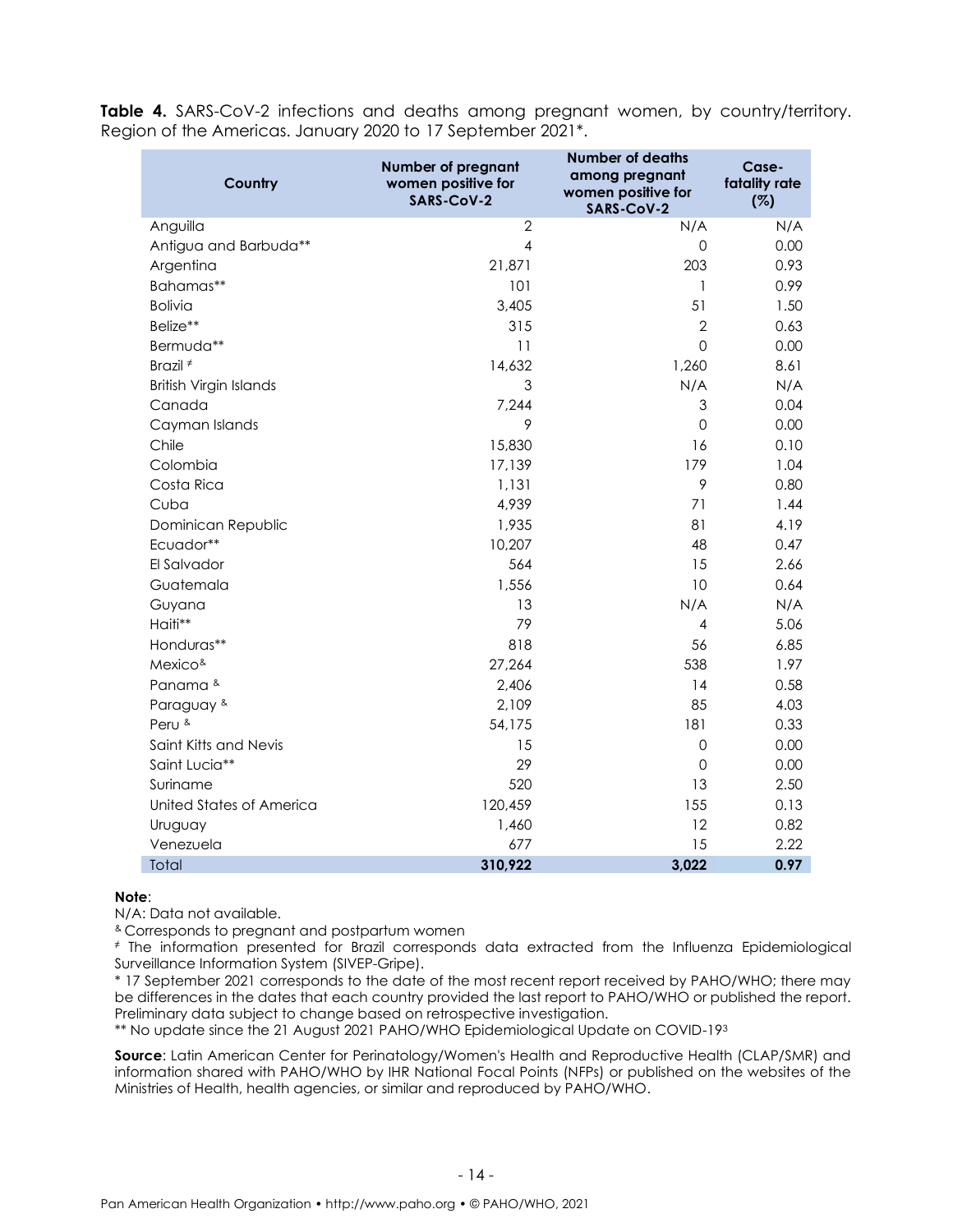**Table 4.** SARS-CoV-2 infections and deaths among pregnant women, by country/territory. Region of the Americas. January 2020 to 17 September 2021*.

| Country | Number of pregnant women positive for SARS-CoV-2 | Number of deaths among pregnant women positive for SARS-CoV-2 | Case-fatality rate (%) |
|---|---|---|---|
| Anguilla | 2 | N/A | N/A |
| Antigua and Barbuda** | 4 | 0 | 0.00 |
| Argentina | 21,871 | 203 | 0.93 |
| Bahamas** | 101 | 1 | 0.99 |
| Bolivia | 3,405 | 51 | 1.50 |
| Belize** | 315 | 2 | 0.63 |
| Bermuda** | 11 | 0 | 0.00 |
| Brazil ≠ | 14,632 | 1,260 | 8.61 |
| British Virgin Islands | 3 | N/A | N/A |
| Canada | 7,244 | 3 | 0.04 |
| Cayman Islands | 9 | 0 | 0.00 |
| Chile | 15,830 | 16 | 0.10 |
| Colombia | 17,139 | 179 | 1.04 |
| Costa Rica | 1,131 | 9 | 0.80 |
| Cuba | 4,939 | 71 | 1.44 |
| Dominican Republic | 1,935 | 81 | 4.19 |
| Ecuador** | 10,207 | 48 | 0.47 |
| El Salvador | 564 | 15 | 2.66 |
| Guatemala | 1,556 | 10 | 0.64 |
| Guyana | 13 | N/A | N/A |
| Haiti** | 79 | 4 | 5.06 |
| Honduras** | 818 | 56 | 6.85 |
| Mexico& | 27,264 | 538 | 1.97 |
| Panama & | 2,406 | 14 | 0.58 |
| Paraguay & | 2,109 | 85 | 4.03 |
| Peru & | 54,175 | 181 | 0.33 |
| Saint Kitts and Nevis | 15 | 0 | 0.00 |
| Saint Lucia** | 29 | 0 | 0.00 |
| Suriname | 520 | 13 | 2.50 |
| United States of America | 120,459 | 155 | 0.13 |
| Uruguay | 1,460 | 12 | 0.82 |
| Venezuela | 677 | 15 | 2.22 |
| Total | **310,922** | **3,022** | **0.97** |

**Note**:
N/A: Data not available.
& Corresponds to pregnant and postpartum women
≠ The information presented for Brazil corresponds data extracted from the Influenza Epidemiological Surveillance Information System (SIVEP-Gripe).
* 17 September 2021 corresponds to the date of the most recent report received by PAHO/WHO; there may be differences in the dates that each country provided the last report to PAHO/WHO or published the report. Preliminary data subject to change based on retrospective investigation.
** No update since the 21 August 2021 PAHO/WHO Epidemiological Update on COVID-19[3]

**Source**: Latin American Center for Perinatology/Women's Health and Reproductive Health (CLAP/SMR) and information shared with PAHO/WHO by IHR National Focal Points (NFPs) or published on the websites of the Ministries of Health, health agencies, or similar and reproduced by PAHO/WHO.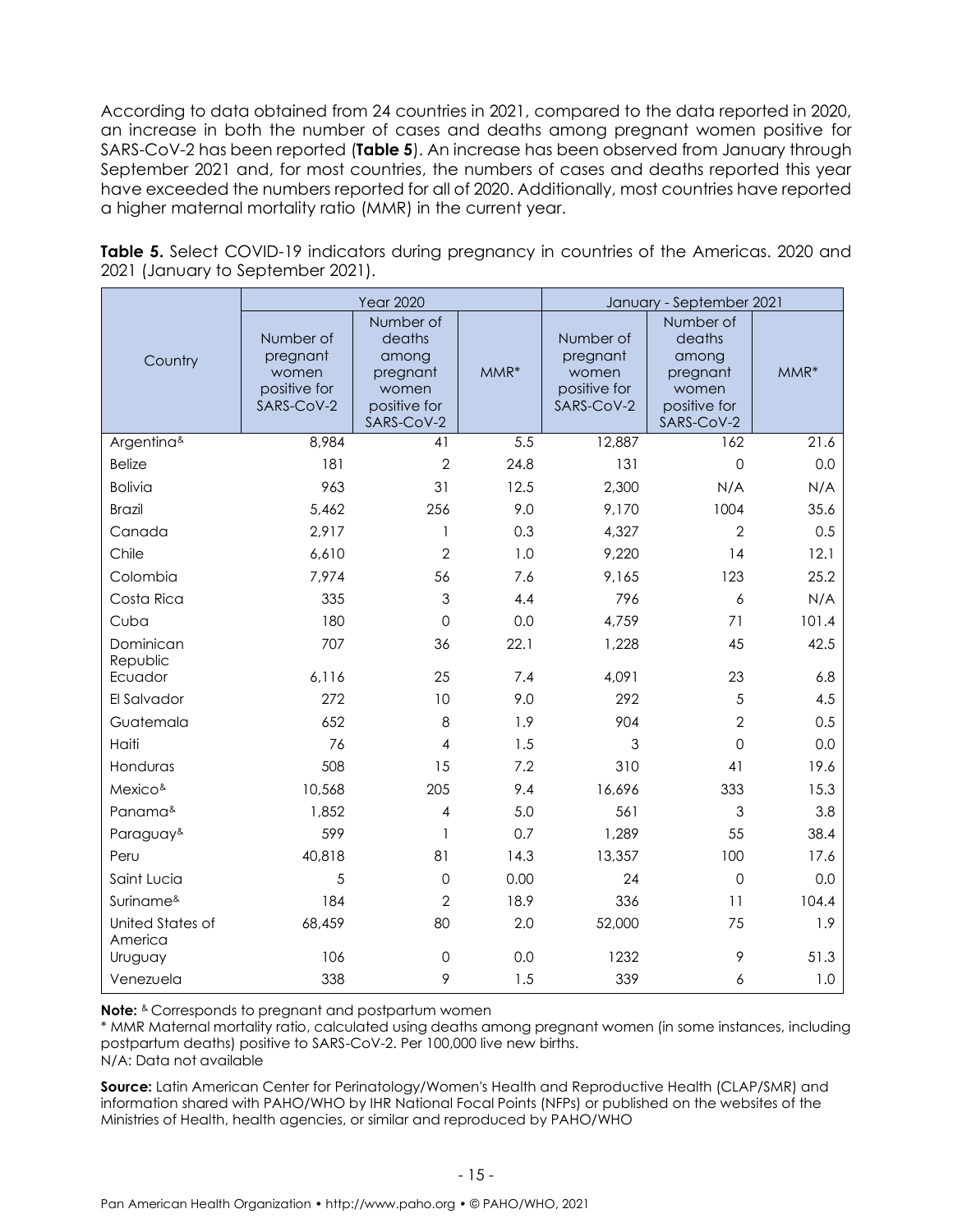According to data obtained from 24 countries in 2021, compared to the data reported in 2020, an increase in both the number of cases and deaths among pregnant women positive for SARS-CoV-2 has been reported (**Table 5**). An increase has been observed from January through September 2021 and, for most countries, the numbers of cases and deaths reported this year have exceeded the numbers reported for all of 2020. Additionally, most countries have reported a higher maternal mortality ratio (MMR) in the current year.

**Table 5.** Select COVID-19 indicators during pregnancy in countries of the Americas. 2020 and 2021 (January to September 2021).

| Country | Year 2020 | | | January - September 2021 | | |
|---|---|---|---|---|---|---|
| | Number of pregnant women positive for SARS-CoV-2 | Number of deaths among pregnant women positive for SARS-CoV-2 | MMR* | Number of pregnant women positive for SARS-CoV-2 | Number of deaths among pregnant women positive for SARS-CoV-2 | MMR* |
| Argentina& | 8,984 | 41 | 5.5 | 12,887 | 162 | 21.6 |
| Belize | 181 | 2 | 24.8 | 131 | 0 | 0.0 |
| Bolivia | 963 | 31 | 12.5 | 2,300 | N/A | N/A |
| Brazil | 5,462 | 256 | 9.0 | 9,170 | 1004 | 35.6 |
| Canada | 2,917 | 1 | 0.3 | 4,327 | 2 | 0.5 |
| Chile | 6,610 | 2 | 1.0 | 9,220 | 14 | 12.1 |
| Colombia | 7,974 | 56 | 7.6 | 9,165 | 123 | 25.2 |
| Costa Rica | 335 | 3 | 4.4 | 796 | 6 | N/A |
| Cuba | 180 | 0 | 0.0 | 4,759 | 71 | 101.4 |
| Dominican Republic | 707 | 36 | 22.1 | 1,228 | 45 | 42.5 |
| Ecuador | 6,116 | 25 | 7.4 | 4,091 | 23 | 6.8 |
| El Salvador | 272 | 10 | 9.0 | 292 | 5 | 4.5 |
| Guatemala | 652 | 8 | 1.9 | 904 | 2 | 0.5 |
| Haiti | 76 | 4 | 1.5 | 3 | 0 | 0.0 |
| Honduras | 508 | 15 | 7.2 | 310 | 41 | 19.6 |
| Mexico& | 10,568 | 205 | 9.4 | 16,696 | 333 | 15.3 |
| Panama& | 1,852 | 4 | 5.0 | 561 | 3 | 3.8 |
| Paraguay& | 599 | 1 | 0.7 | 1,289 | 55 | 38.4 |
| Peru | 40,818 | 81 | 14.3 | 13,357 | 100 | 17.6 |
| Saint Lucia | 5 | 0 | 0.00 | 24 | 0 | 0.0 |
| Suriname& | 184 | 2 | 18.9 | 336 | 11 | 104.4 |
| United States of America | 68,459 | 80 | 2.0 | 52,000 | 75 | 1.9 |
| Uruguay | 106 | 0 | 0.0 | 1232 | 9 | 51.3 |
| Venezuela | 338 | 9 | 1.5 | 339 | 6 | 1.0 |

**Note:** & Corresponds to pregnant and postpartum women

* MMR Maternal mortality ratio, calculated using deaths among pregnant women (in some instances, including postpartum deaths) positive to SARS-CoV-2. Per 100,000 live new births.

N/A: Data not available

**Source:** Latin American Center for Perinatology/Women's Health and Reproductive Health (CLAP/SMR) and information shared with PAHO/WHO by IHR National Focal Points (NFPs) or published on the websites of the Ministries of Health, health agencies, or similar and reproduced by PAHO/WHO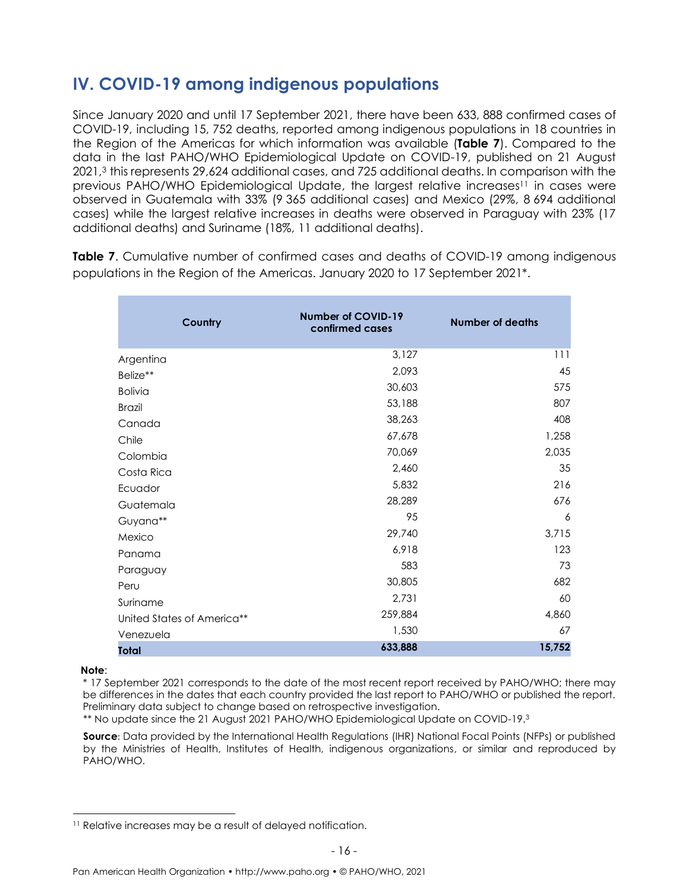## IV. COVID-19 among indigenous populations

Since January 2020 and until 17 September 2021, there have been 633, 888 confirmed cases of COVID-19, including 15, 752 deaths, reported among indigenous populations in 18 countries in the Region of the Americas for which information was available (**Table 7**). Compared to the data in the last PAHO/WHO Epidemiological Update on COVID-19, published on 21 August 2021,[3] this represents 29,624 additional cases, and 725 additional deaths. In comparison with the previous PAHO/WHO Epidemiological Update, the largest relative increases[11] in cases were observed in Guatemala with 33% (9 365 additional cases) and Mexico (29%, 8 694 additional cases) while the largest relative increases in deaths were observed in Paraguay with 23% (17 additional deaths) and Suriname (18%, 11 additional deaths).

**Table 7**. Cumulative number of confirmed cases and deaths of COVID-19 among indigenous populations in the Region of the Americas. January 2020 to 17 September 2021*.

| Country | Number of COVID-19 confirmed cases | Number of deaths |
|---|---|---|
| Argentina | 3,127 | 111 |
| Belize** | 2,093 | 45 |
| Bolivia | 30,603 | 575 |
| Brazil | 53,188 | 807 |
| Canada | 38,263 | 408 |
| Chile | 67,678 | 1,258 |
| Colombia | 70,069 | 2,035 |
| Costa Rica | 2,460 | 35 |
| Ecuador | 5,832 | 216 |
| Guatemala | 28,289 | 676 |
| Guyana** | 95 | 6 |
| Mexico | 29,740 | 3,715 |
| Panama | 6,918 | 123 |
| Paraguay | 583 | 73 |
| Peru | 30,805 | 682 |
| Suriname | 2,731 | 60 |
| United States of America** | 259,884 | 4,860 |
| Venezuela | 1,530 | 67 |
| **Total** | **633,888** | **15,752** |

**Note**:
* 17 September 2021 corresponds to the date of the most recent report received by PAHO/WHO; there may be differences in the dates that each country provided the last report to PAHO/WHO or published the report. Preliminary data subject to change based on retrospective investigation.
** No update since the 21 August 2021 PAHO/WHO Epidemiological Update on COVID-19.[3]

**Source**: Data provided by the International Health Regulations (IHR) National Focal Points (NFPs) or published by the Ministries of Health, Institutes of Health, indigenous organizations, or similar and reproduced by PAHO/WHO.

[11] Relative increases may be a result of delayed notification.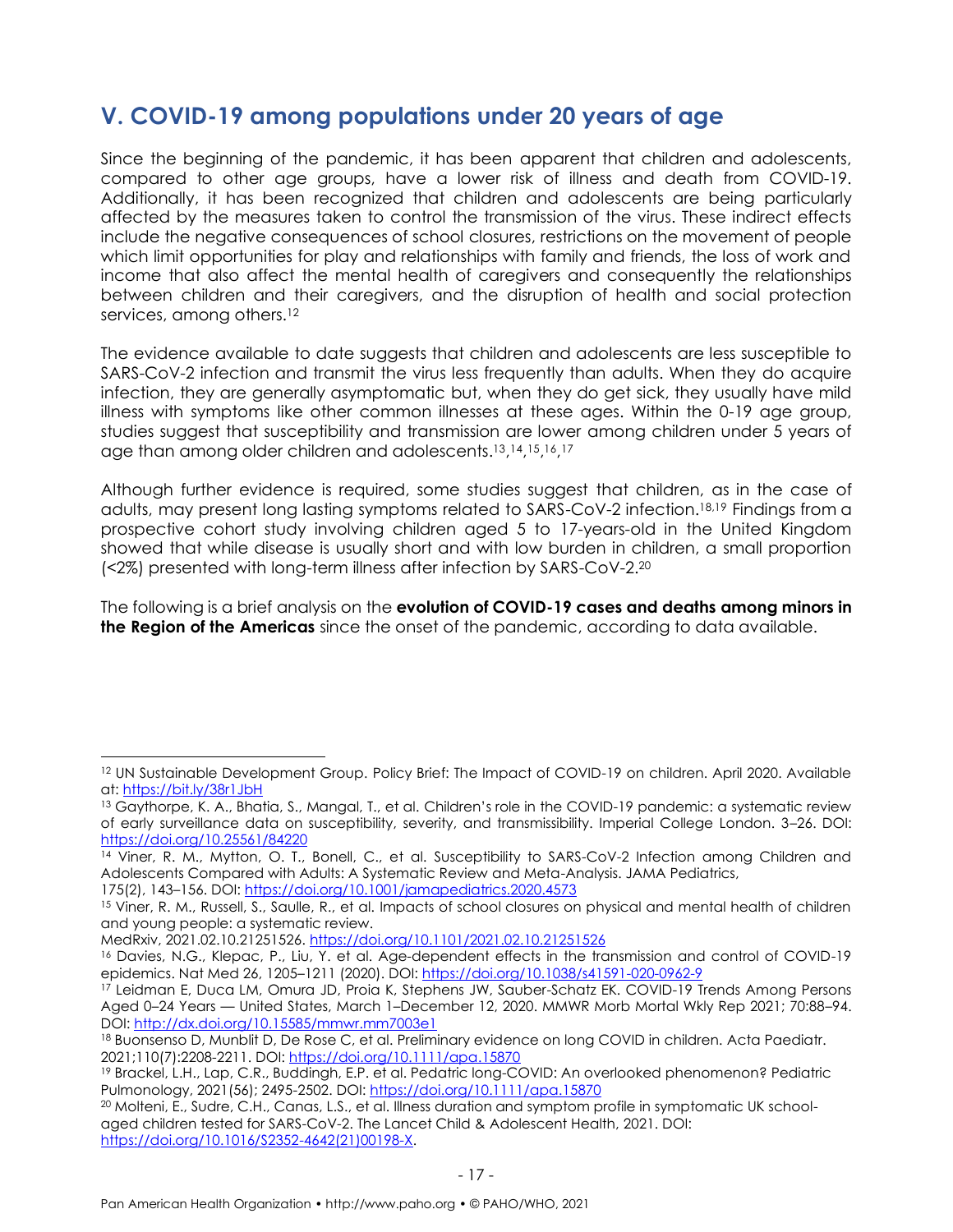## V. COVID-19 among populations under 20 years of age

Since the beginning of the pandemic, it has been apparent that children and adolescents, compared to other age groups, have a lower risk of illness and death from COVID-19. Additionally, it has been recognized that children and adolescents are being particularly affected by the measures taken to control the transmission of the virus. These indirect effects include the negative consequences of school closures, restrictions on the movement of people which limit opportunities for play and relationships with family and friends, the loss of work and income that also affect the mental health of caregivers and consequently the relationships between children and their caregivers, and the disruption of health and social protection services, among others.[12]

The evidence available to date suggests that children and adolescents are less susceptible to SARS-CoV-2 infection and transmit the virus less frequently than adults. When they do acquire infection, they are generally asymptomatic but, when they do get sick, they usually have mild illness with symptoms like other common illnesses at these ages. Within the 0-19 age group, studies suggest that susceptibility and transmission are lower among children under 5 years of age than among older children and adolescents.[13,14,15,16,17]

Although further evidence is required, some studies suggest that children, as in the case of adults, may present long lasting symptoms related to SARS-CoV-2 infection.[18,19] Findings from a prospective cohort study involving children aged 5 to 17-years-old in the United Kingdom showed that while disease is usually short and with low burden in children, a small proportion (<2%) presented with long-term illness after infection by SARS-CoV-2.[20]

The following is a brief analysis on the **evolution of COVID-19 cases and deaths among minors in the Region of the Americas** since the onset of the pandemic, according to data available.

---

[12] UN Sustainable Development Group. Policy Brief: The Impact of COVID-19 on children. April 2020. Available at: https://bit.ly/38r1JbH

[13] Gaythorpe, K. A., Bhatia, S., Mangal, T., et al. Children's role in the COVID-19 pandemic: a systematic review of early surveillance data on susceptibility, severity, and transmissibility. Imperial College London. 3–26. DOI: https://doi.org/10.25561/84220

[14] Viner, R. M., Mytton, O. T., Bonell, C., et al. Susceptibility to SARS-CoV-2 Infection among Children and Adolescents Compared with Adults: A Systematic Review and Meta-Analysis. JAMA Pediatrics, 175(2), 143–156. DOI: https://doi.org/10.1001/jamapediatrics.2020.4573

[15] Viner, R. M., Russell, S., Saulle, R., et al. Impacts of school closures on physical and mental health of children and young people: a systematic review. MedRxiv, 2021.02.10.21251526. https://doi.org/10.1101/2021.02.10.21251526

[16] Davies, N.G., Klepac, P., Liu, Y. et al. Age-dependent effects in the transmission and control of COVID-19 epidemics. Nat Med 26, 1205–1211 (2020). DOI: https://doi.org/10.1038/s41591-020-0962-9

[17] Leidman E, Duca LM, Omura JD, Proia K, Stephens JW, Sauber-Schatz EK. COVID-19 Trends Among Persons Aged 0–24 Years — United States, March 1–December 12, 2020. MMWR Morb Mortal Wkly Rep 2021; 70:88–94. DOI: http://dx.doi.org/10.15585/mmwr.mm7003e1

[18] Buonsenso D, Munblit D, De Rose C, et al. Preliminary evidence on long COVID in children. Acta Paediatr. 2021;110(7):2208-2211. DOI: https://doi.org/10.1111/apa.15870

[19] Brackel, L.H., Lap, C.R., Buddingh, E.P. et al. Pedatric long-COVID: An overlooked phenomenon? Pediatric Pulmonology, 2021(56); 2495-2502. DOI: https://doi.org/10.1111/apa.15870

[20] Molteni, E., Sudre, C.H., Canas, L.S., et al. Illness duration and symptom profile in symptomatic UK school-aged children tested for SARS-CoV-2. The Lancet Child & Adolescent Health, 2021. DOI: https://doi.org/10.1016/S2352-4642(21)00198-X.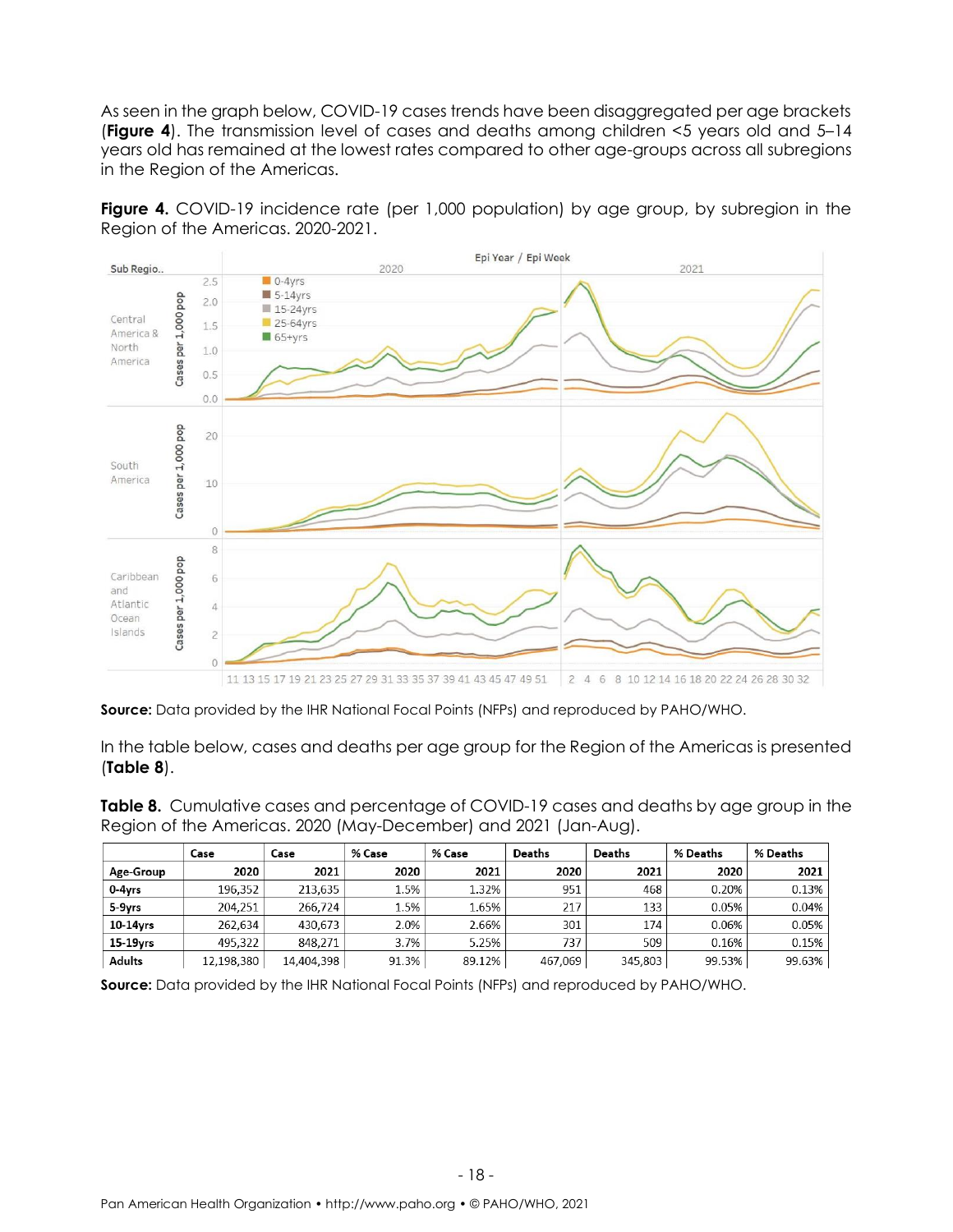As seen in the graph below, COVID-19 cases trends have been disaggregated per age brackets (**Figure 4**). The transmission level of cases and deaths among children <5 years old and 5–14 years old has remained at the lowest rates compared to other age-groups across all subregions in the Region of the Americas.

**Figure 4.** COVID-19 incidence rate (per 1,000 population) by age group, by subregion in the Region of the Americas. 2020-2021.

**Source:** Data provided by the IHR National Focal Points (NFPs) and reproduced by PAHO/WHO.

In the table below, cases and deaths per age group for the Region of the Americas is presented (**Table 8**).

**Table 8.** Cumulative cases and percentage of COVID-19 cases and deaths by age group in the Region of the Americas. 2020 (May-December) and 2021 (Jan-Aug).

| | Case | Case | % Case | % Case | Deaths | Deaths | % Deaths | % Deaths |
|---|---|---|---|---|---|---|---|---|
| **Age-Group** | **2020** | **2021** | **2020** | **2021** | **2020** | **2021** | **2020** | **2021** |
| **0-4yrs** | 196,352 | 213,635 | 1.5% | 1.32% | 951 | 468 | 0.20% | 0.13% |
| **5-9yrs** | 204,251 | 266,724 | 1.5% | 1.65% | 217 | 133 | 0.05% | 0.04% |
| **10-14yrs** | 262,634 | 430,673 | 2.0% | 2.66% | 301 | 174 | 0.06% | 0.05% |
| **15-19yrs** | 495,322 | 848,271 | 3.7% | 5.25% | 737 | 509 | 0.16% | 0.15% |
| **Adults** | 12,198,380 | 14,404,398 | 91.3% | 89.12% | 467,069 | 345,803 | 99.53% | 99.63% |

**Source:** Data provided by the IHR National Focal Points (NFPs) and reproduced by PAHO/WHO.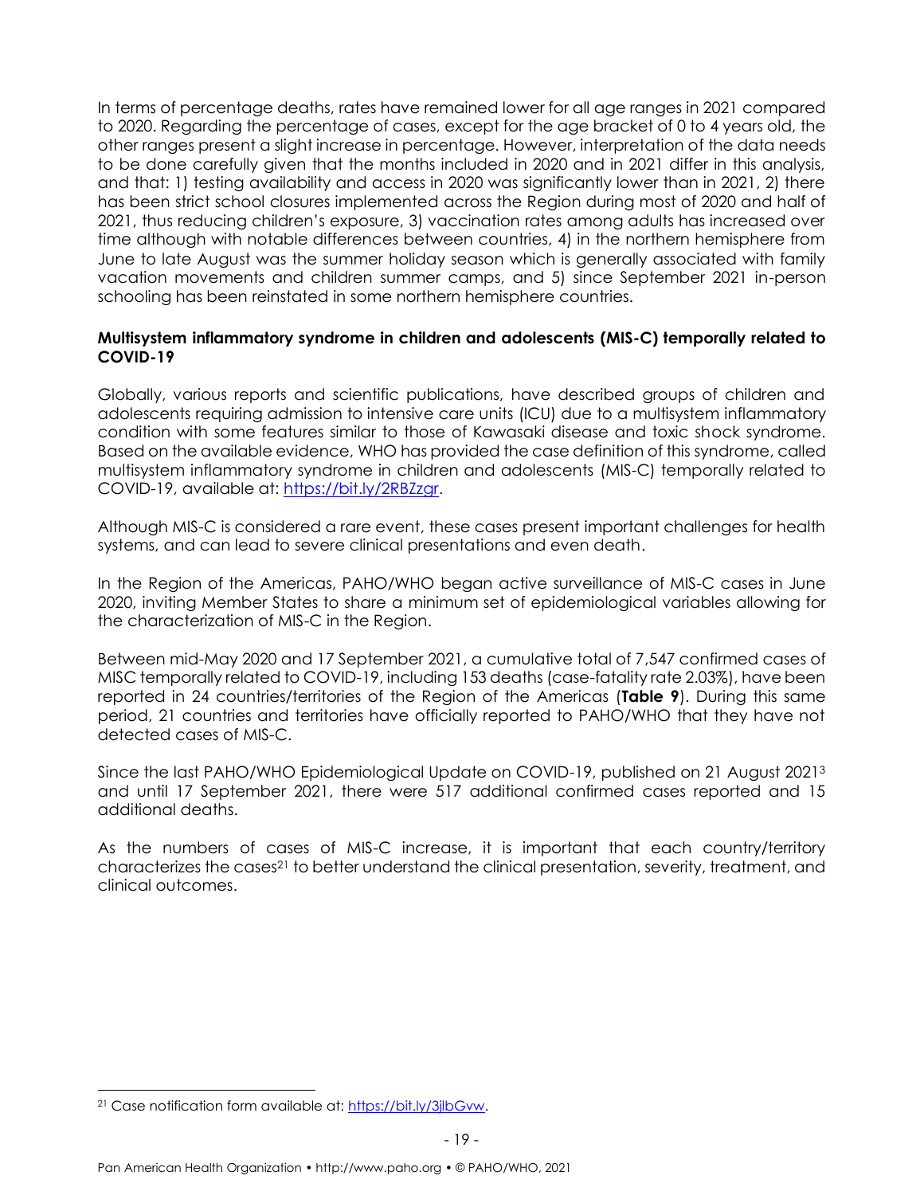In terms of percentage deaths, rates have remained lower for all age ranges in 2021 compared to 2020. Regarding the percentage of cases, except for the age bracket of 0 to 4 years old, the other ranges present a slight increase in percentage. However, interpretation of the data needs to be done carefully given that the months included in 2020 and in 2021 differ in this analysis, and that: 1) testing availability and access in 2020 was significantly lower than in 2021, 2) there has been strict school closures implemented across the Region during most of 2020 and half of 2021, thus reducing children's exposure, 3) vaccination rates among adults has increased over time although with notable differences between countries, 4) in the northern hemisphere from June to late August was the summer holiday season which is generally associated with family vacation movements and children summer camps, and 5) since September 2021 in-person schooling has been reinstated in some northern hemisphere countries.

**Multisystem inflammatory syndrome in children and adolescents (MIS-C) temporally related to COVID-19**

Globally, various reports and scientific publications, have described groups of children and adolescents requiring admission to intensive care units (ICU) due to a multisystem inflammatory condition with some features similar to those of Kawasaki disease and toxic shock syndrome. Based on the available evidence, WHO has provided the case definition of this syndrome, called multisystem inflammatory syndrome in children and adolescents (MIS-C) temporally related to COVID-19, available at: https://bit.ly/2RBZzgr.

Although MIS-C is considered a rare event, these cases present important challenges for health systems, and can lead to severe clinical presentations and even death.

In the Region of the Americas, PAHO/WHO began active surveillance of MIS-C cases in June 2020, inviting Member States to share a minimum set of epidemiological variables allowing for the characterization of MIS-C in the Region.

Between mid-May 2020 and 17 September 2021, a cumulative total of 7,547 confirmed cases of MISC temporally related to COVID-19, including 153 deaths (case-fatality rate 2.03%), have been reported in 24 countries/territories of the Region of the Americas (**Table 9**). During this same period, 21 countries and territories have officially reported to PAHO/WHO that they have not detected cases of MIS-C.

Since the last PAHO/WHO Epidemiological Update on COVID-19, published on 21 August 2021[3] and until 17 September 2021, there were 517 additional confirmed cases reported and 15 additional deaths.

As the numbers of cases of MIS-C increase, it is important that each country/territory characterizes the cases[21] to better understand the clinical presentation, severity, treatment, and clinical outcomes.

[21] Case notification form available at: https://bit.ly/3jlbGvw.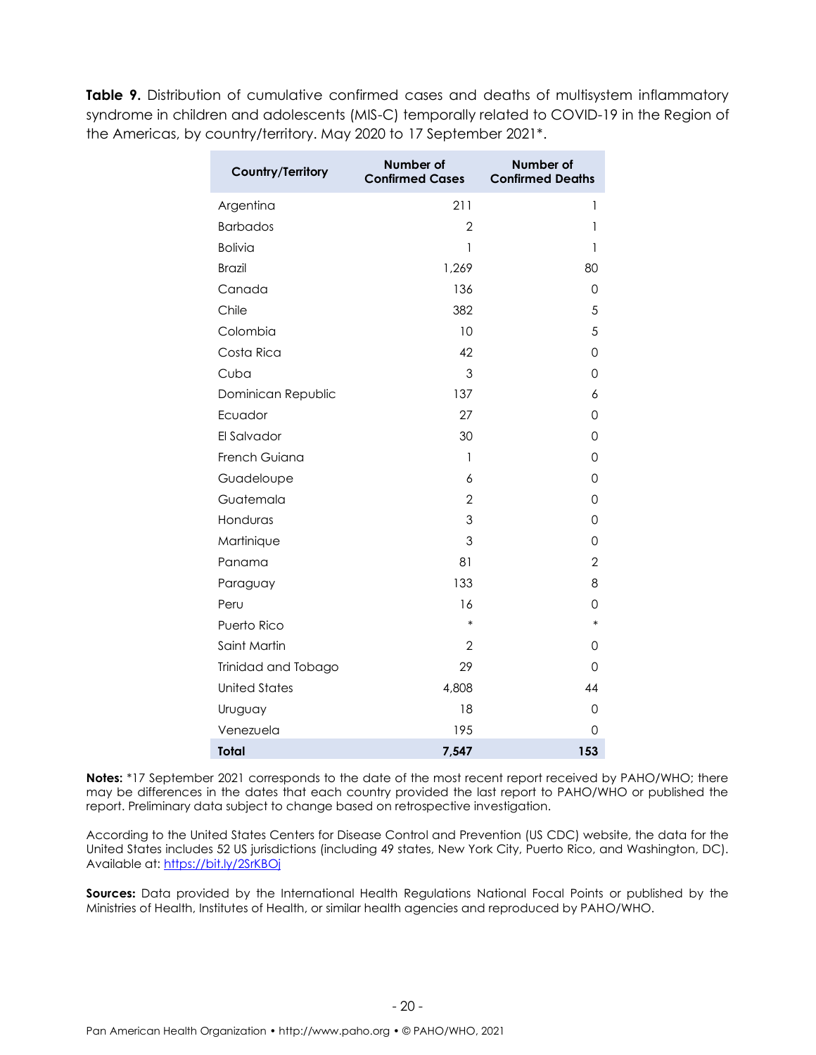**Table 9.** Distribution of cumulative confirmed cases and deaths of multisystem inflammatory syndrome in children and adolescents (MIS-C) temporally related to COVID-19 in the Region of the Americas, by country/territory. May 2020 to 17 September 2021*.

| Country/Territory | Number of Confirmed Cases | Number of Confirmed Deaths |
|---|---|---|
| Argentina | 211 | 1 |
| Barbados | 2 | 1 |
| Bolivia | 1 | 1 |
| Brazil | 1,269 | 80 |
| Canada | 136 | 0 |
| Chile | 382 | 5 |
| Colombia | 10 | 5 |
| Costa Rica | 42 | 0 |
| Cuba | 3 | 0 |
| Dominican Republic | 137 | 6 |
| Ecuador | 27 | 0 |
| El Salvador | 30 | 0 |
| French Guiana | 1 | 0 |
| Guadeloupe | 6 | 0 |
| Guatemala | 2 | 0 |
| Honduras | 3 | 0 |
| Martinique | 3 | 0 |
| Panama | 81 | 2 |
| Paraguay | 133 | 8 |
| Peru | 16 | 0 |
| Puerto Rico | * | * |
| Saint Martin | 2 | 0 |
| Trinidad and Tobago | 29 | 0 |
| United States | 4,808 | 44 |
| Uruguay | 18 | 0 |
| Venezuela | 195 | 0 |
| **Total** | **7,547** | **153** |

**Notes:** *17 September 2021 corresponds to the date of the most recent report received by PAHO/WHO; there may be differences in the dates that each country provided the last report to PAHO/WHO or published the report. Preliminary data subject to change based on retrospective investigation.

According to the United States Centers for Disease Control and Prevention (US CDC) website, the data for the United States includes 52 US jurisdictions (including 49 states, New York City, Puerto Rico, and Washington, DC). Available at: https://bit.ly/2SrKBOj

**Sources:** Data provided by the International Health Regulations National Focal Points or published by the Ministries of Health, Institutes of Health, or similar health agencies and reproduced by PAHO/WHO.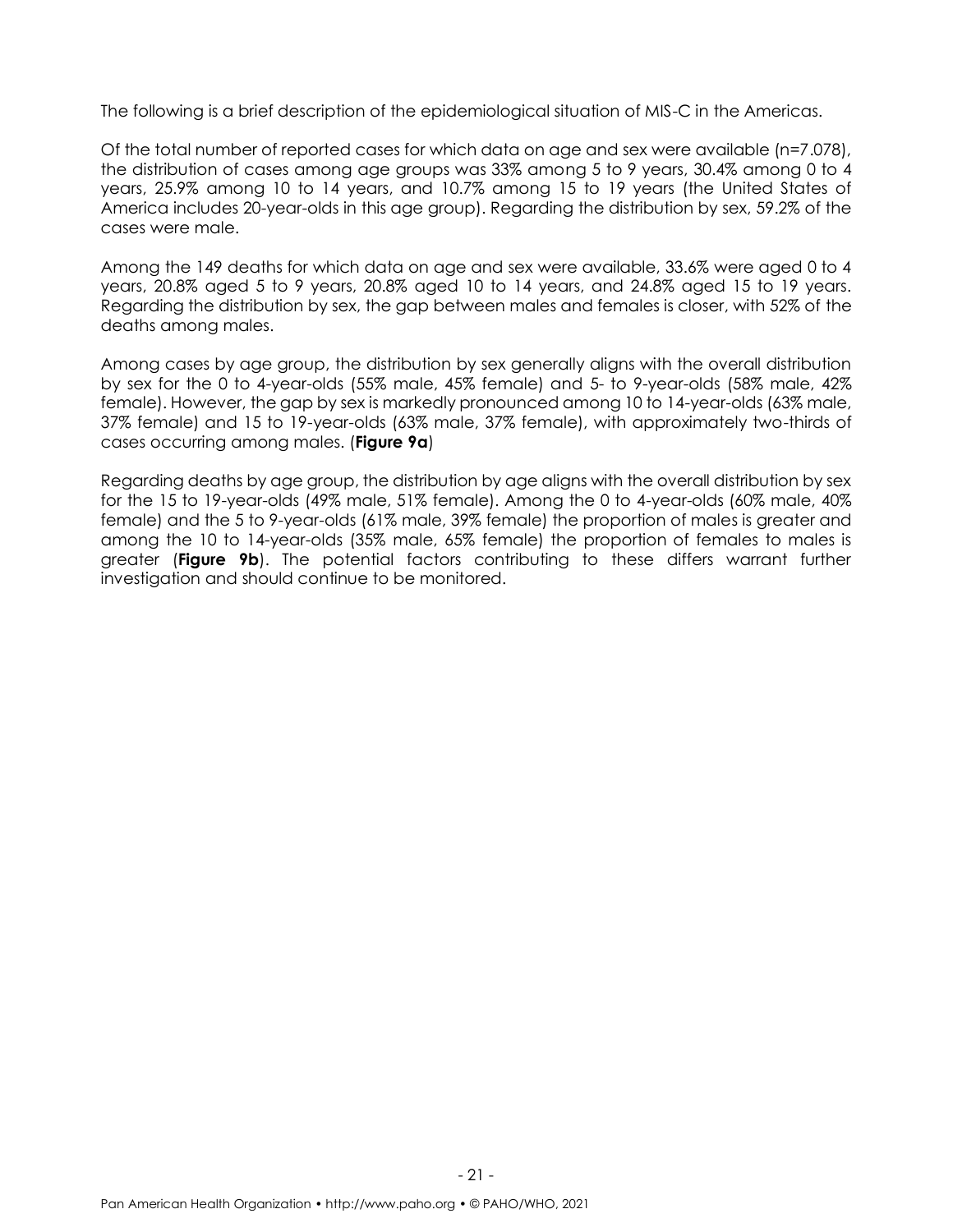The following is a brief description of the epidemiological situation of MIS-C in the Americas.

Of the total number of reported cases for which data on age and sex were available (n=7.078), the distribution of cases among age groups was 33% among 5 to 9 years, 30.4% among 0 to 4 years, 25.9% among 10 to 14 years, and 10.7% among 15 to 19 years (the United States of America includes 20-year-olds in this age group). Regarding the distribution by sex, 59.2% of the cases were male.

Among the 149 deaths for which data on age and sex were available, 33.6% were aged 0 to 4 years, 20.8% aged 5 to 9 years, 20.8% aged 10 to 14 years, and 24.8% aged 15 to 19 years. Regarding the distribution by sex, the gap between males and females is closer, with 52% of the deaths among males.

Among cases by age group, the distribution by sex generally aligns with the overall distribution by sex for the 0 to 4-year-olds (55% male, 45% female) and 5- to 9-year-olds (58% male, 42% female). However, the gap by sex is markedly pronounced among 10 to 14-year-olds (63% male, 37% female) and 15 to 19-year-olds (63% male, 37% female), with approximately two-thirds of cases occurring among males. (**Figure 9a**)

Regarding deaths by age group, the distribution by age aligns with the overall distribution by sex for the 15 to 19-year-olds (49% male, 51% female). Among the 0 to 4-year-olds (60% male, 40% female) and the 5 to 9-year-olds (61% male, 39% female) the proportion of males is greater and among the 10 to 14-year-olds (35% male, 65% female) the proportion of females to males is greater (**Figure 9b**). The potential factors contributing to these differs warrant further investigation and should continue to be monitored.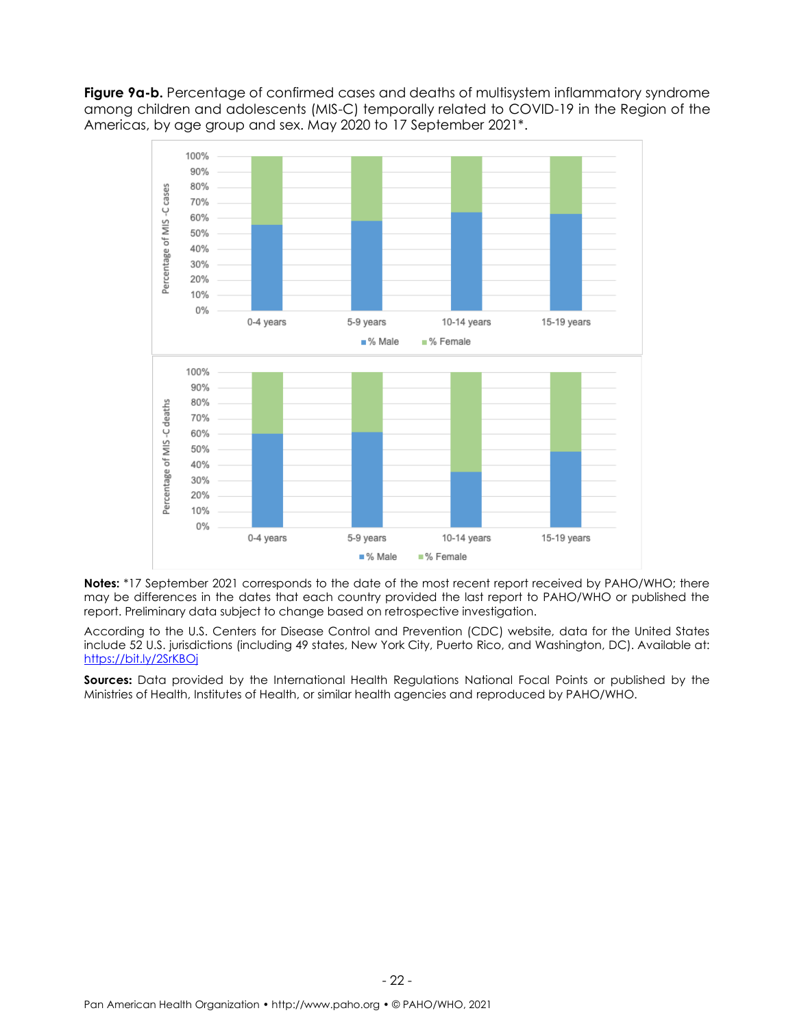**Figure 9a-b.** Percentage of confirmed cases and deaths of multisystem inflammatory syndrome among children and adolescents (MIS-C) temporally related to COVID-19 in the Region of the Americas, by age group and sex. May 2020 to 17 September 2021*.

**Notes:** *17 September 2021 corresponds to the date of the most recent report received by PAHO/WHO; there may be differences in the dates that each country provided the last report to PAHO/WHO or published the report. Preliminary data subject to change based on retrospective investigation.

According to the U.S. Centers for Disease Control and Prevention (CDC) website, data for the United States include 52 U.S. jurisdictions (including 49 states, New York City, Puerto Rico, and Washington, DC). Available at: https://bit.ly/2SrKBOj

**Sources:** Data provided by the International Health Regulations National Focal Points or published by the Ministries of Health, Institutes of Health, or similar health agencies and reproduced by PAHO/WHO.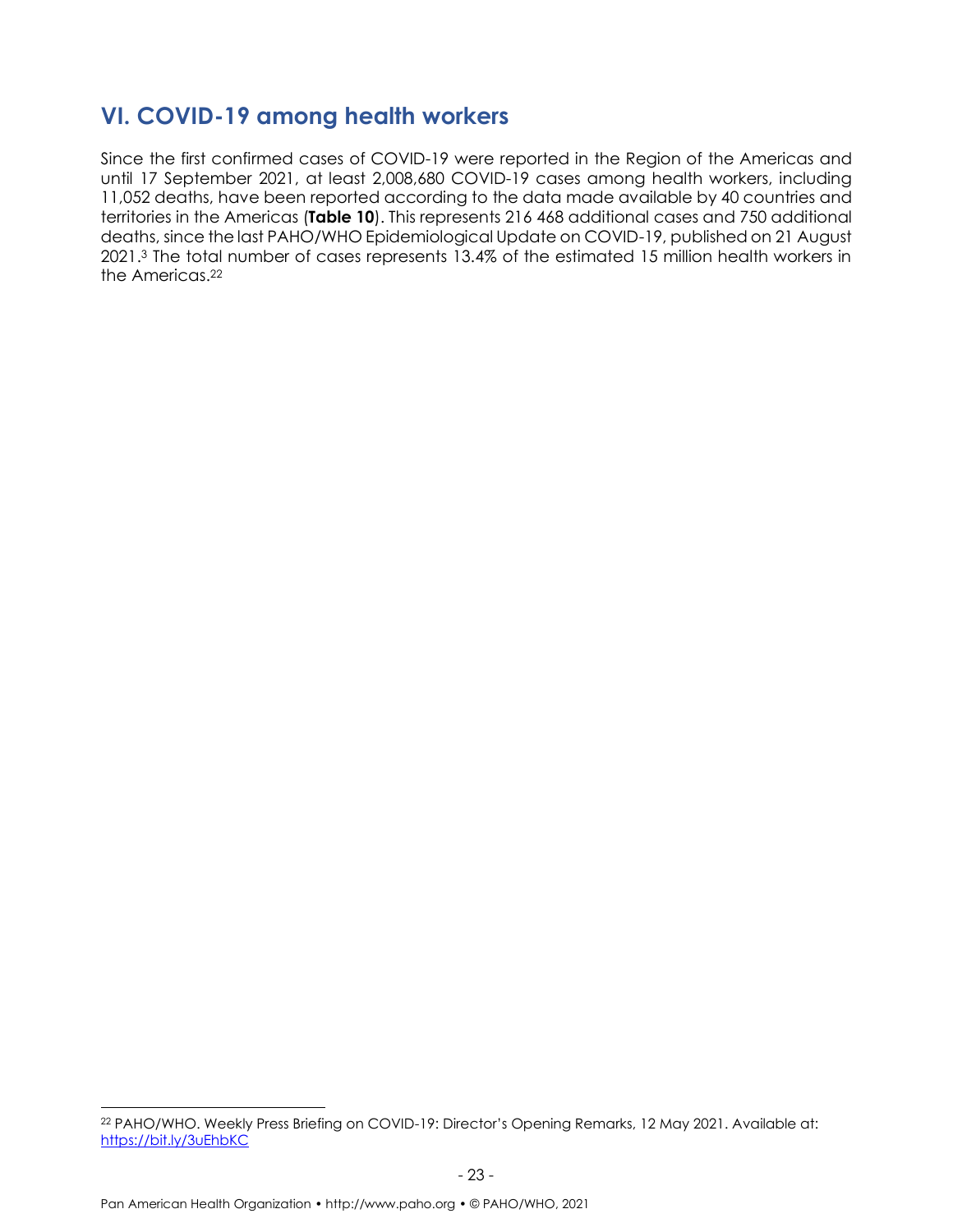## VI. COVID-19 among health workers

Since the first confirmed cases of COVID-19 were reported in the Region of the Americas and until 17 September 2021, at least 2,008,680 COVID-19 cases among health workers, including 11,052 deaths, have been reported according to the data made available by 40 countries and territories in the Americas (**Table 10**). This represents 216 468 additional cases and 750 additional deaths, since the last PAHO/WHO Epidemiological Update on COVID-19, published on 21 August 2021.[3] The total number of cases represents 13.4% of the estimated 15 million health workers in the Americas.[22]

---

[22] PAHO/WHO. Weekly Press Briefing on COVID-19: Director's Opening Remarks, 12 May 2021. Available at: https://bit.ly/3uEhbKC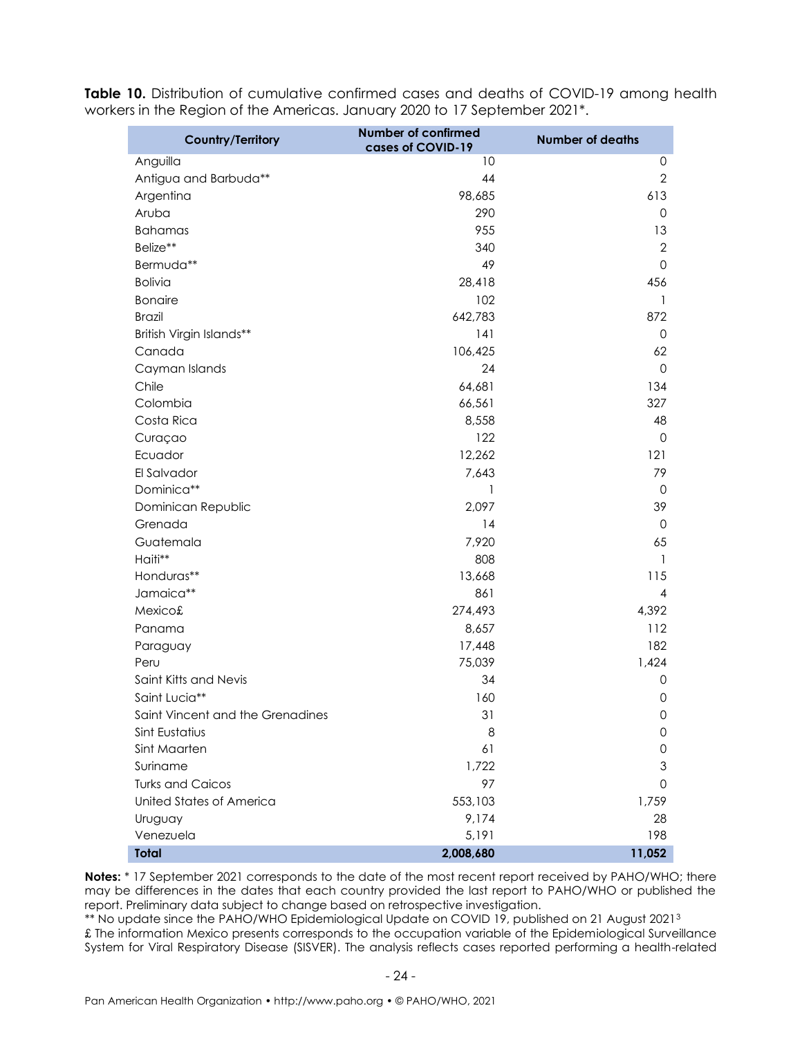**Table 10.** Distribution of cumulative confirmed cases and deaths of COVID-19 among health workers in the Region of the Americas. January 2020 to 17 September 2021*.

| Country/Territory | Number of confirmed cases of COVID-19 | Number of deaths |
|---|---|---|
| Anguilla | 10 | 0 |
| Antigua and Barbuda** | 44 | 2 |
| Argentina | 98,685 | 613 |
| Aruba | 290 | 0 |
| Bahamas | 955 | 13 |
| Belize** | 340 | 2 |
| Bermuda** | 49 | 0 |
| Bolivia | 28,418 | 456 |
| Bonaire | 102 | 1 |
| Brazil | 642,783 | 872 |
| British Virgin Islands** | 141 | 0 |
| Canada | 106,425 | 62 |
| Cayman Islands | 24 | 0 |
| Chile | 64,681 | 134 |
| Colombia | 66,561 | 327 |
| Costa Rica | 8,558 | 48 |
| Curaçao | 122 | 0 |
| Ecuador | 12,262 | 121 |
| El Salvador | 7,643 | 79 |
| Dominica** | 1 | 0 |
| Dominican Republic | 2,097 | 39 |
| Grenada | 14 | 0 |
| Guatemala | 7,920 | 65 |
| Haiti** | 808 | 1 |
| Honduras** | 13,668 | 115 |
| Jamaica** | 861 | 4 |
| Mexico£ | 274,493 | 4,392 |
| Panama | 8,657 | 112 |
| Paraguay | 17,448 | 182 |
| Peru | 75,039 | 1,424 |
| Saint Kitts and Nevis | 34 | 0 |
| Saint Lucia** | 160 | 0 |
| Saint Vincent and the Grenadines | 31 | 0 |
| Sint Eustatius | 8 | 0 |
| Sint Maarten | 61 | 0 |
| Suriname | 1,722 | 3 |
| Turks and Caicos | 97 | 0 |
| United States of America | 553,103 | 1,759 |
| Uruguay | 9,174 | 28 |
| Venezuela | 5,191 | 198 |
| **Total** | **2,008,680** | **11,052** |

**Notes:** * 17 September 2021 corresponds to the date of the most recent report received by PAHO/WHO; there may be differences in the dates that each country provided the last report to PAHO/WHO or published the report. Preliminary data subject to change based on retrospective investigation.

** No update since the PAHO/WHO Epidemiological Update on COVID 19, published on 21 August 2021[3]

£ The information Mexico presents corresponds to the occupation variable of the Epidemiological Surveillance System for Viral Respiratory Disease (SISVER). The analysis reflects cases reported performing a health-related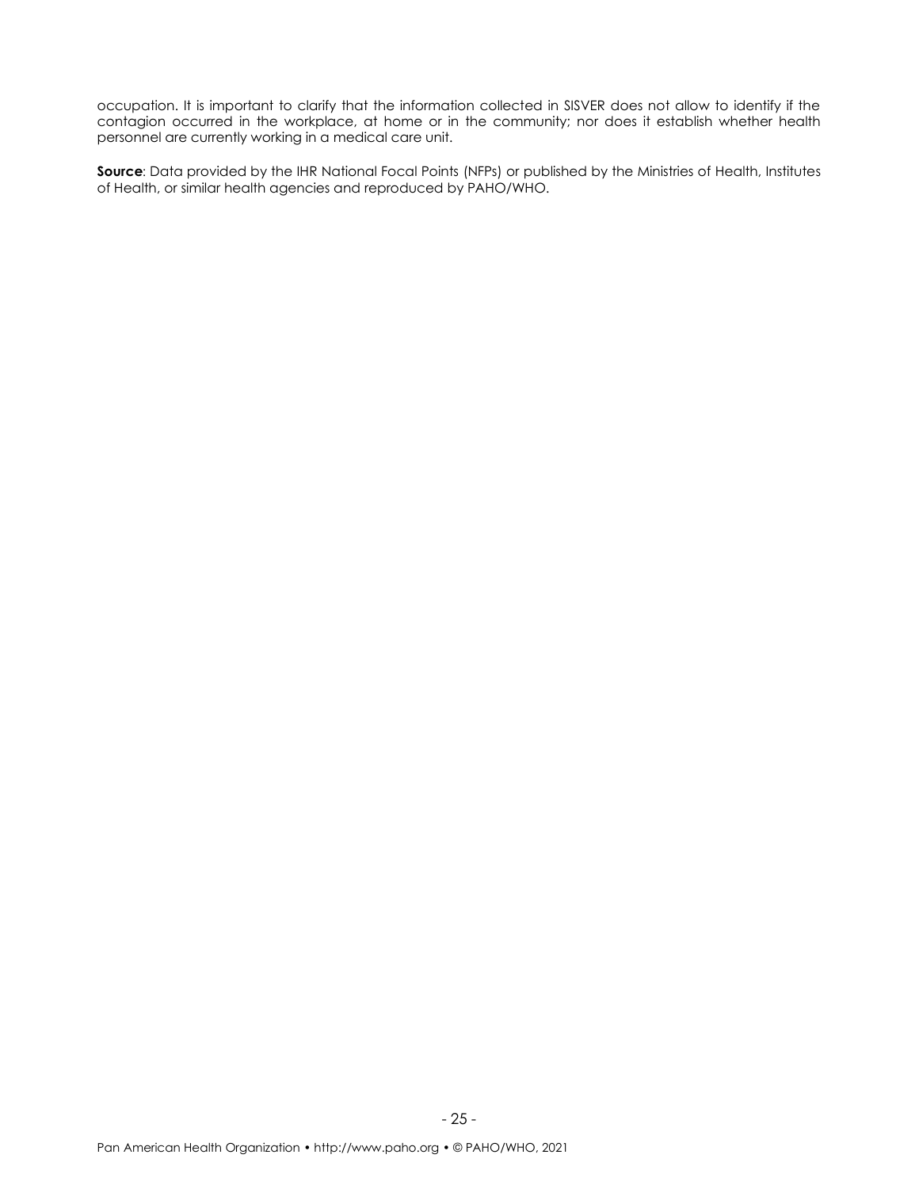occupation. It is important to clarify that the information collected in SISVER does not allow to identify if the contagion occurred in the workplace, at home or in the community; nor does it establish whether health personnel are currently working in a medical care unit.

**Source**: Data provided by the IHR National Focal Points (NFPs) or published by the Ministries of Health, Institutes of Health, or similar health agencies and reproduced by PAHO/WHO.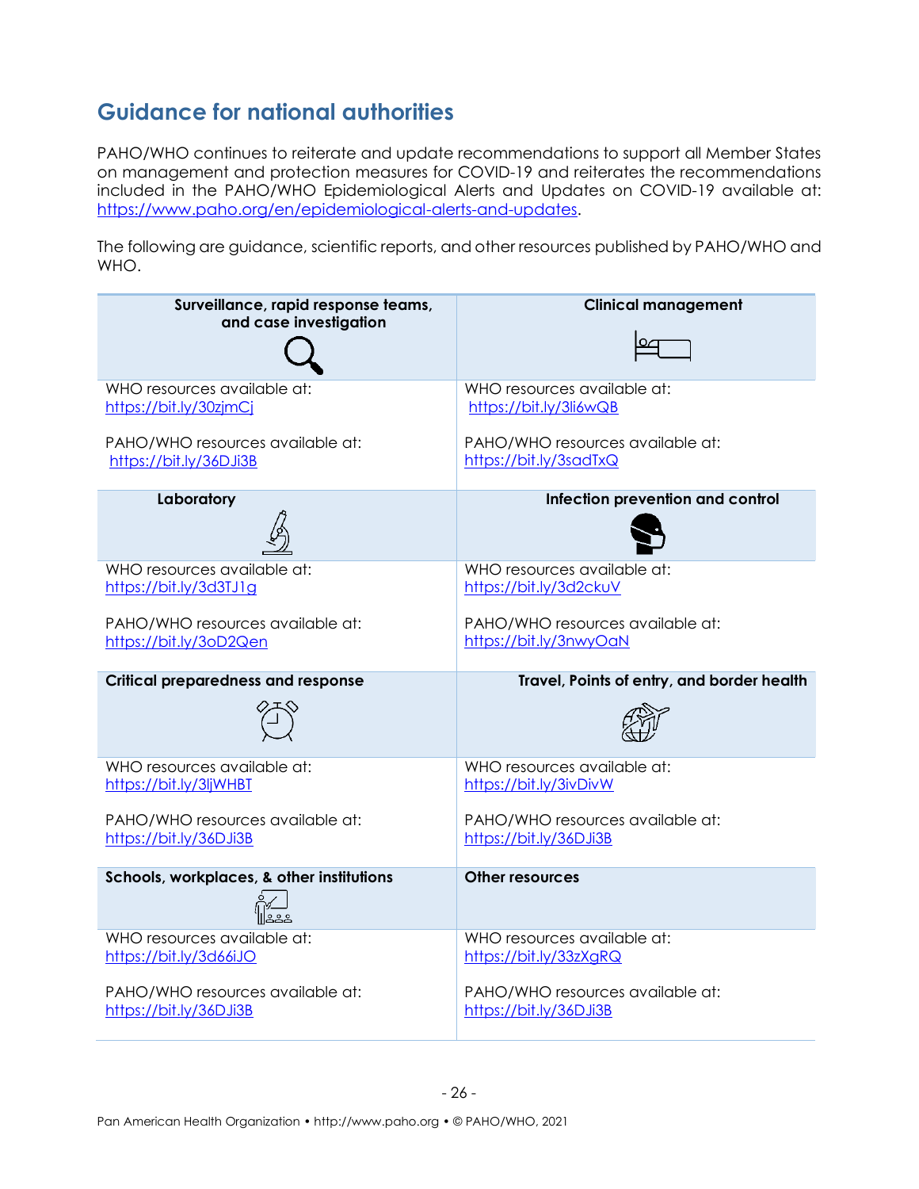## Guidance for national authorities

PAHO/WHO continues to reiterate and update recommendations to support all Member States on management and protection measures for COVID-19 and reiterates the recommendations included in the PAHO/WHO Epidemiological Alerts and Updates on COVID-19 available at: https://www.paho.org/en/epidemiological-alerts-and-updates.

The following are guidance, scientific reports, and other resources published by PAHO/WHO and WHO.

| **Surveillance, rapid response teams, and case investigation** | **Clinical management** |
|---|---|
| WHO resources available at: https://bit.ly/30zjmCj <br><br> PAHO/WHO resources available at: https://bit.ly/36DJi3B | WHO resources available at: https://bit.ly/3li6wQB <br><br> PAHO/WHO resources available at: https://bit.ly/3sadTxQ |
| **Laboratory** | **Infection prevention and control** |
| WHO resources available at: https://bit.ly/3d3TJ1g <br><br> PAHO/WHO resources available at: https://bit.ly/3oD2Qen | WHO resources available at: https://bit.ly/3d2ckuV <br><br> PAHO/WHO resources available at: https://bit.ly/3nwyOaN |
| **Critical preparedness and response** | **Travel, Points of entry, and border health** |
| WHO resources available at: https://bit.ly/3ljWHBT <br><br> PAHO/WHO resources available at: https://bit.ly/36DJi3B | WHO resources available at: https://bit.ly/3ivDivW <br><br> PAHO/WHO resources available at: https://bit.ly/36DJi3B |
| **Schools, workplaces, & other institutions** | **Other resources** |
| WHO resources available at: https://bit.ly/3d66iJO <br><br> PAHO/WHO resources available at: https://bit.ly/36DJi3B | WHO resources available at: https://bit.ly/33zXgRQ <br><br> PAHO/WHO resources available at: https://bit.ly/36DJi3B |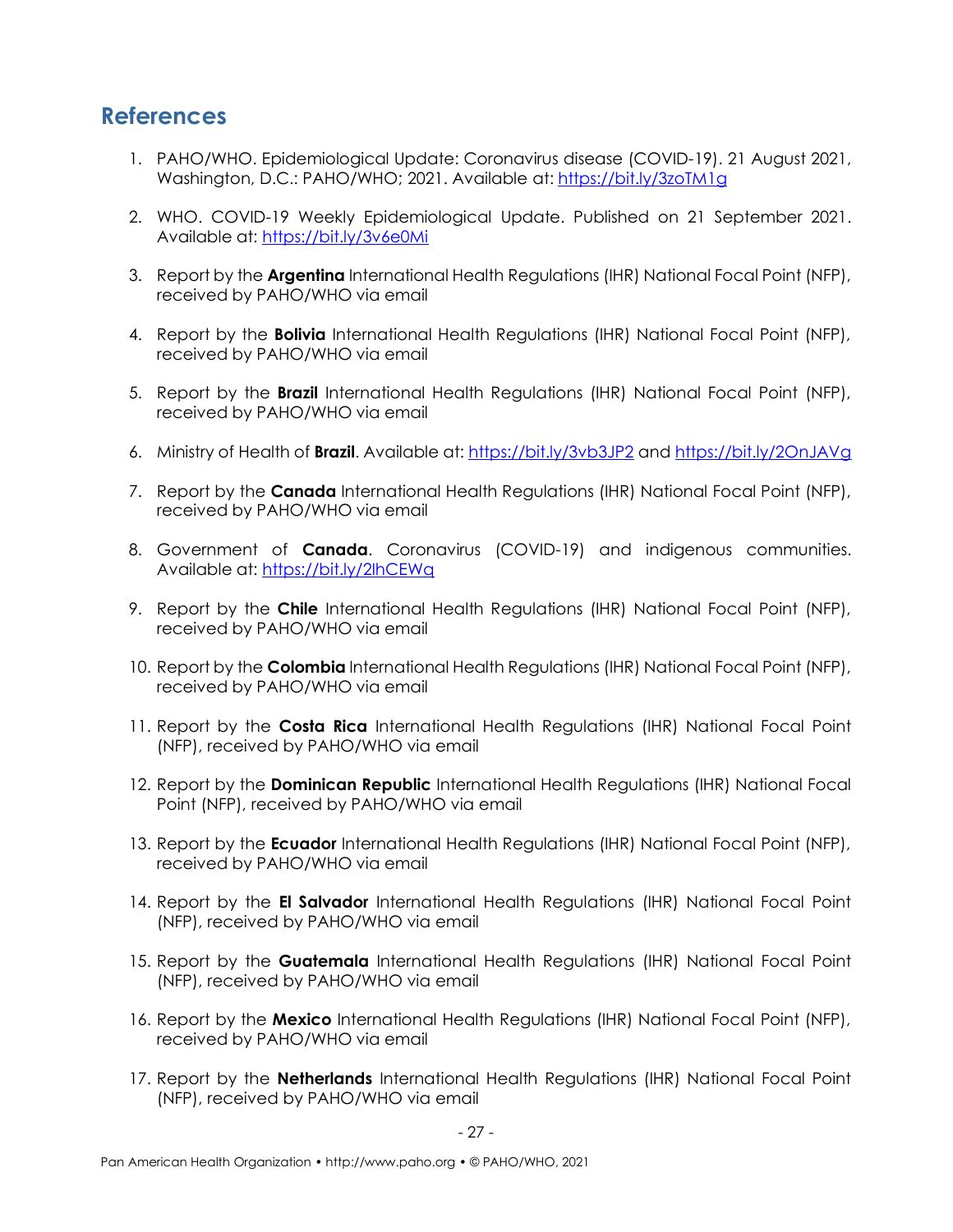## References

1. PAHO/WHO. Epidemiological Update: Coronavirus disease (COVID-19). 21 August 2021, Washington, D.C.: PAHO/WHO; 2021. Available at: https://bit.ly/3zoTM1g

2. WHO. COVID-19 Weekly Epidemiological Update. Published on 21 September 2021. Available at: https://bit.ly/3v6e0Mi

3. Report by the **Argentina** International Health Regulations (IHR) National Focal Point (NFP), received by PAHO/WHO via email

4. Report by the **Bolivia** International Health Regulations (IHR) National Focal Point (NFP), received by PAHO/WHO via email

5. Report by the **Brazil** International Health Regulations (IHR) National Focal Point (NFP), received by PAHO/WHO via email

6. Ministry of Health of **Brazil**. Available at: https://bit.ly/3vb3JP2 and https://bit.ly/2OnJAVg

7. Report by the **Canada** International Health Regulations (IHR) National Focal Point (NFP), received by PAHO/WHO via email

8. Government of **Canada**. Coronavirus (COVID-19) and indigenous communities. Available at: https://bit.ly/2lhCEWq

9. Report by the **Chile** International Health Regulations (IHR) National Focal Point (NFP), received by PAHO/WHO via email

10. Report by the **Colombia** International Health Regulations (IHR) National Focal Point (NFP), received by PAHO/WHO via email

11. Report by the **Costa Rica** International Health Regulations (IHR) National Focal Point (NFP), received by PAHO/WHO via email

12. Report by the **Dominican Republic** International Health Regulations (IHR) National Focal Point (NFP), received by PAHO/WHO via email

13. Report by the **Ecuador** International Health Regulations (IHR) National Focal Point (NFP), received by PAHO/WHO via email

14. Report by the **El Salvador** International Health Regulations (IHR) National Focal Point (NFP), received by PAHO/WHO via email

15. Report by the **Guatemala** International Health Regulations (IHR) National Focal Point (NFP), received by PAHO/WHO via email

16. Report by the **Mexico** International Health Regulations (IHR) National Focal Point (NFP), received by PAHO/WHO via email

17. Report by the **Netherlands** International Health Regulations (IHR) National Focal Point (NFP), received by PAHO/WHO via email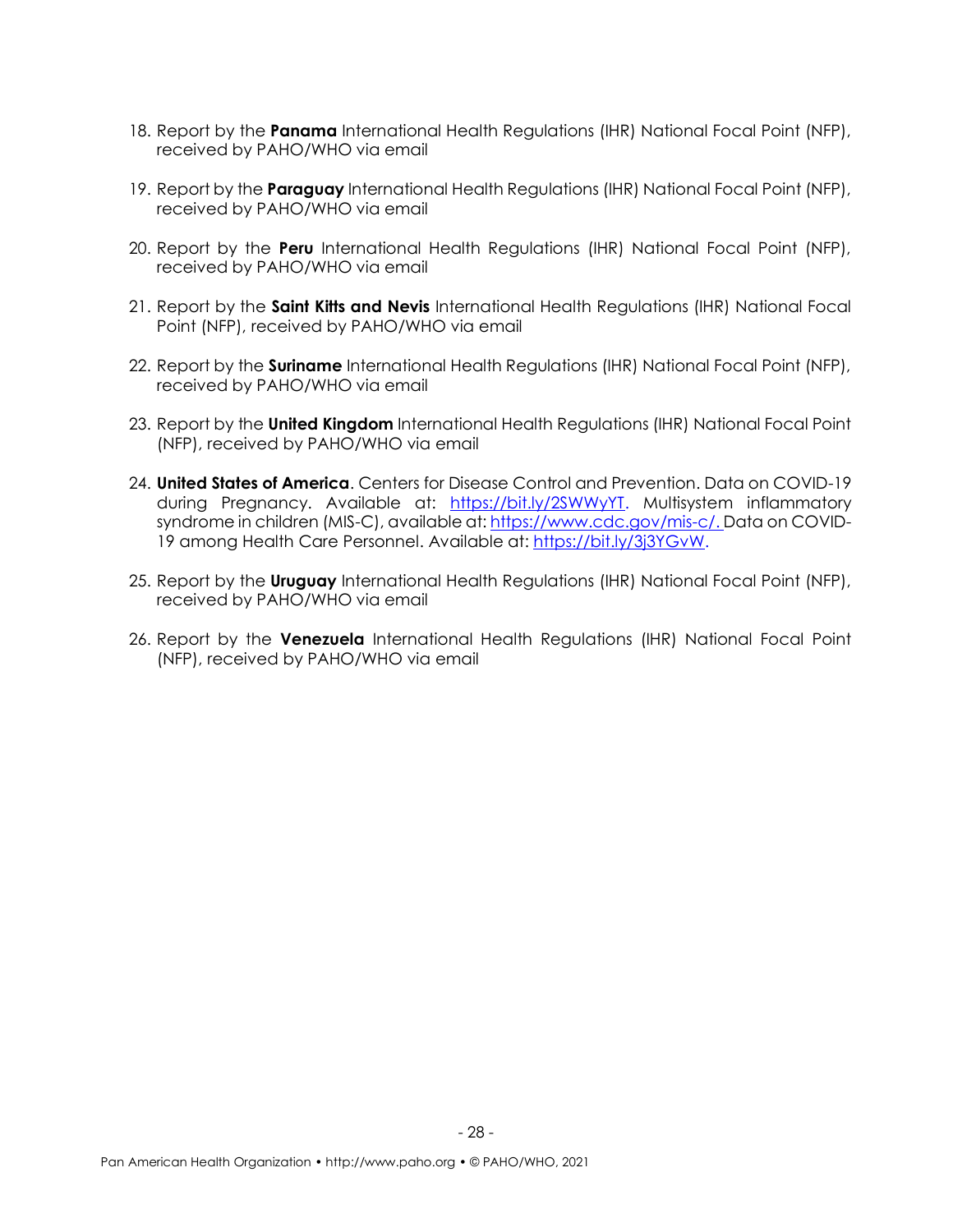18. Report by the **Panama** International Health Regulations (IHR) National Focal Point (NFP), received by PAHO/WHO via email

19. Report by the **Paraguay** International Health Regulations (IHR) National Focal Point (NFP), received by PAHO/WHO via email

20. Report by the **Peru** International Health Regulations (IHR) National Focal Point (NFP), received by PAHO/WHO via email

21. Report by the **Saint Kitts and Nevis** International Health Regulations (IHR) National Focal Point (NFP), received by PAHO/WHO via email

22. Report by the **Suriname** International Health Regulations (IHR) National Focal Point (NFP), received by PAHO/WHO via email

23. Report by the **United Kingdom** International Health Regulations (IHR) National Focal Point (NFP), received by PAHO/WHO via email

24. **United States of America**. Centers for Disease Control and Prevention. Data on COVID-19 during Pregnancy. Available at: https://bit.ly/2SWWyYT. Multisystem inflammatory syndrome in children (MIS-C), available at: https://www.cdc.gov/mis-c/. Data on COVID-19 among Health Care Personnel. Available at: https://bit.ly/3j3YGvW.

25. Report by the **Uruguay** International Health Regulations (IHR) National Focal Point (NFP), received by PAHO/WHO via email

26. Report by the **Venezuela** International Health Regulations (IHR) National Focal Point (NFP), received by PAHO/WHO via email